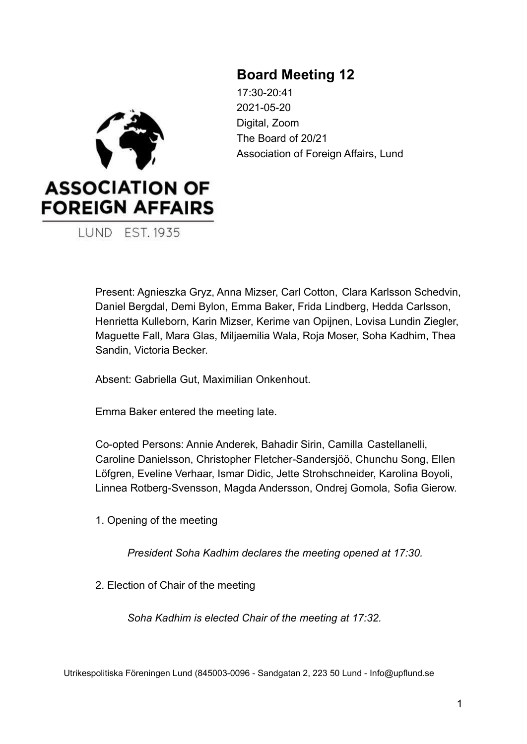# Board Meeting 12

17:30-20:41
2021-05-20
Digital, Zoom
The Board of 20/21
Association of Foreign Affairs, Lund

ASSOCIATION OF FOREIGN AFFAIRS
LUND EST. 1935

Present: Agnieszka Gryz, Anna Mizser, Carl Cotton, Clara Karlsson Schedvin, Daniel Bergdal, Demi Bylon, Emma Baker, Frida Lindberg, Hedda Carlsson, Henrietta Kulleborn, Karin Mizser, Kerime van Opijnen, Lovisa Lundin Ziegler, Maguette Fall, Mara Glas, Miljaemilia Wala, Roja Moser, Soha Kadhim, Thea Sandin, Victoria Becker.

Absent: Gabriella Gut, Maximilian Onkenhout.

Emma Baker entered the meeting late.

Co-opted Persons: Annie Anderek, Bahadir Sirin, Camilla Castellanelli, Caroline Danielsson, Christopher Fletcher-Sandersjöö, Chunchu Song, Ellen Löfgren, Eveline Verhaar, Ismar Didic, Jette Strohschneider, Karolina Boyoli, Linnea Rotberg-Svensson, Magda Andersson, Ondrej Gomola, Sofia Gierow.

1. Opening of the meeting

*President Soha Kadhim declares the meeting opened at 17:30.*

2. Election of Chair of the meeting

*Soha Kadhim is elected Chair of the meeting at 17:32.*

Utrikespolitiska Föreningen Lund (845003-0096 - Sandgatan 2, 223 50 Lund - Info@upflund.se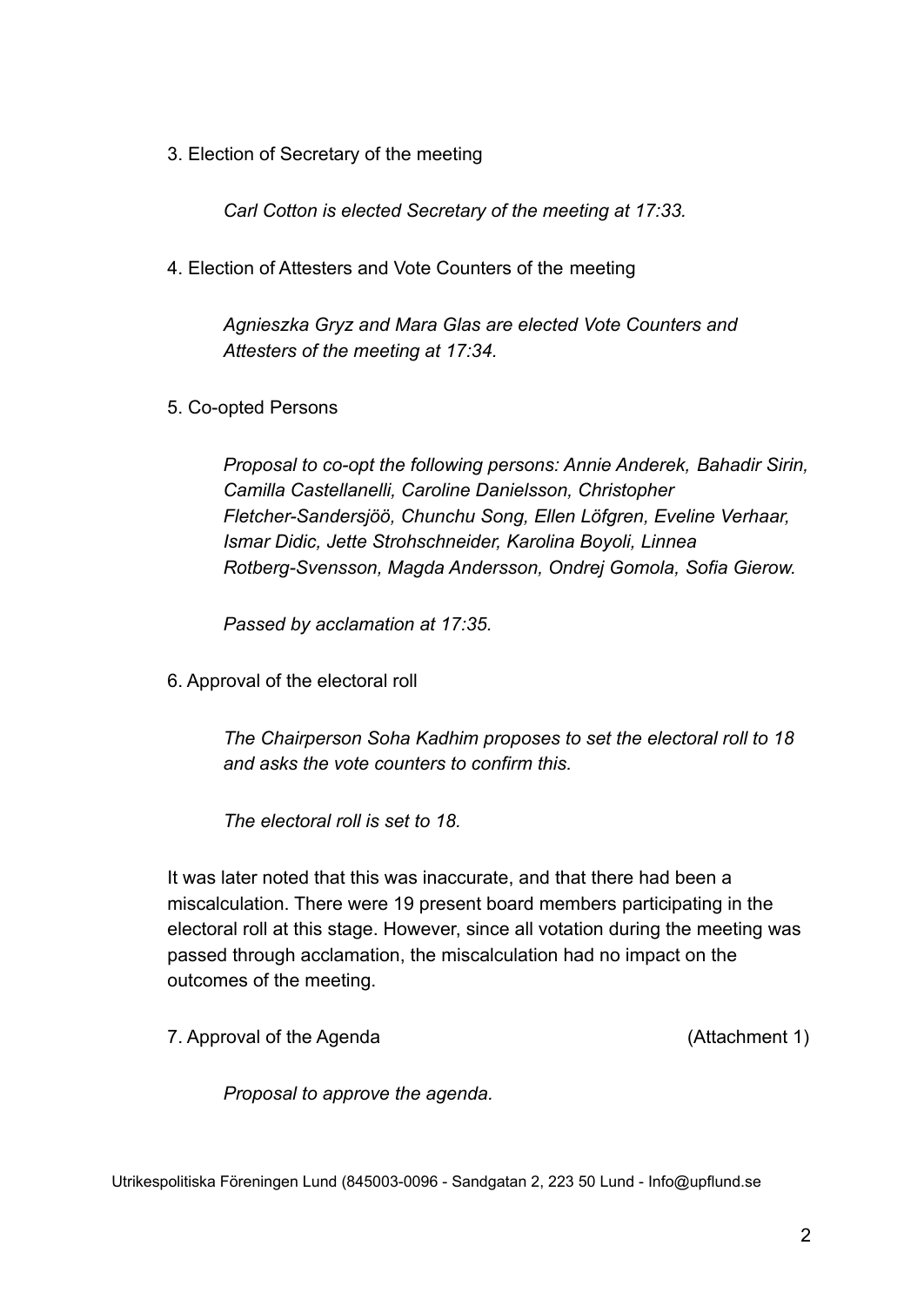3. Election of Secretary of the meeting

*Carl Cotton is elected Secretary of the meeting at 17:33.*

4. Election of Attesters and Vote Counters of the meeting

*Agnieszka Gryz and Mara Glas are elected Vote Counters and Attesters of the meeting at 17:34.*

5. Co-opted Persons

*Proposal to co-opt the following persons: Annie Anderek, Bahadir Sirin, Camilla Castellanelli, Caroline Danielsson, Christopher Fletcher-Sandersjöö, Chunchu Song, Ellen Löfgren, Eveline Verhaar, Ismar Didic, Jette Strohschneider, Karolina Boyoli, Linnea Rotberg-Svensson, Magda Andersson, Ondrej Gomola, Sofia Gierow.*

*Passed by acclamation at 17:35.*

6. Approval of the electoral roll

*The Chairperson Soha Kadhim proposes to set the electoral roll to 18 and asks the vote counters to confirm this.*

*The electoral roll is set to 18.*

It was later noted that this was inaccurate, and that there had been a miscalculation. There were 19 present board members participating in the electoral roll at this stage. However, since all votation during the meeting was passed through acclamation, the miscalculation had no impact on the outcomes of the meeting.

7. Approval of the Agenda (Attachment 1)

*Proposal to approve the agenda.*

Utrikespolitiska Föreningen Lund (845003-0096 - Sandgatan 2, 223 50 Lund - Info@upflund.se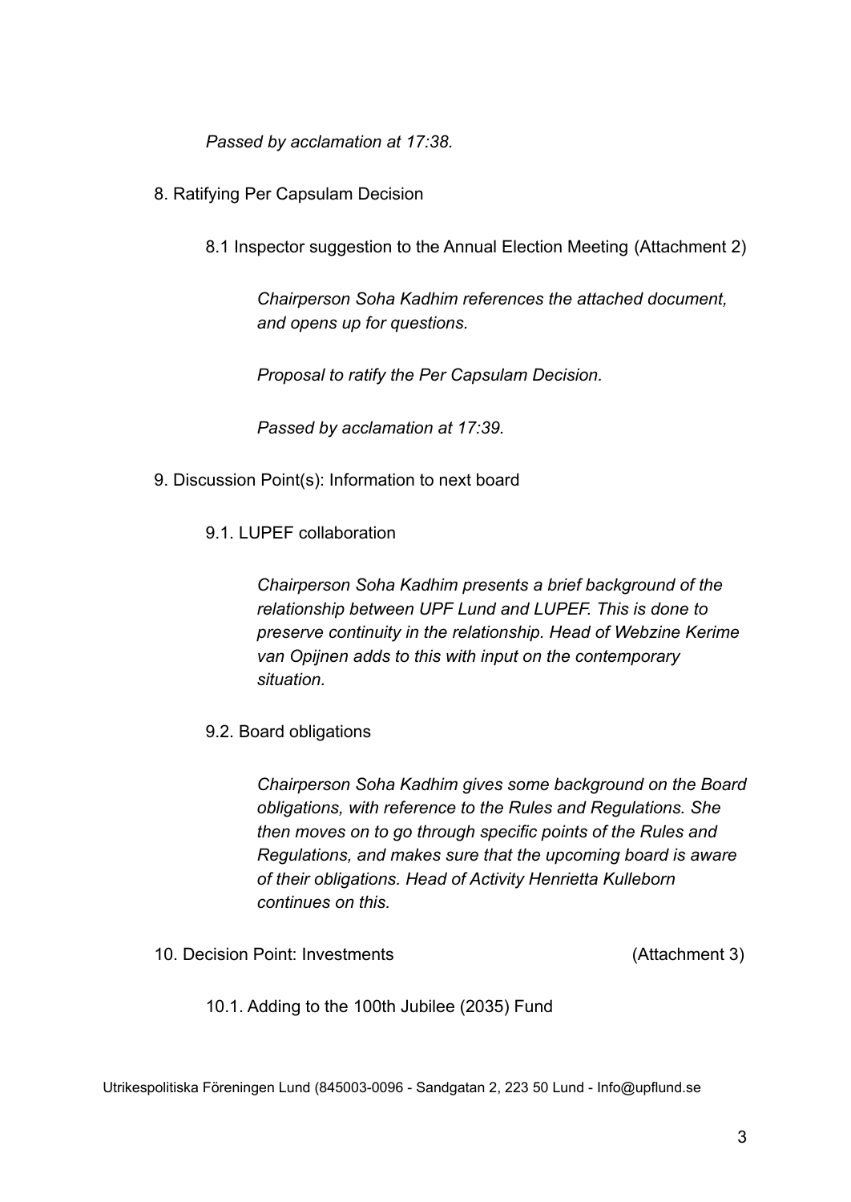*Passed by acclamation at 17:38.*

8. Ratifying Per Capsulam Decision

    8.1 Inspector suggestion to the Annual Election Meeting (Attachment 2)

        *Chairperson Soha Kadhim references the attached document, and opens up for questions.*

        *Proposal to ratify the Per Capsulam Decision.*

        *Passed by acclamation at 17:39.*

9. Discussion Point(s): Information to next board

    9.1. LUPEF collaboration

        *Chairperson Soha Kadhim presents a brief background of the relationship between UPF Lund and LUPEF. This is done to preserve continuity in the relationship. Head of Webzine Kerime van Opijnen adds to this with input on the contemporary situation.*

    9.2. Board obligations

        *Chairperson Soha Kadhim gives some background on the Board obligations, with reference to the Rules and Regulations. She then moves on to go through specific points of the Rules and Regulations, and makes sure that the upcoming board is aware of their obligations. Head of Activity Henrietta Kulleborn continues on this.*

10. Decision Point: Investments (Attachment 3)

    10.1. Adding to the 100th Jubilee (2035) Fund

Utrikespolitiska Föreningen Lund (845003-0096 - Sandgatan 2, 223 50 Lund - Info@upflund.se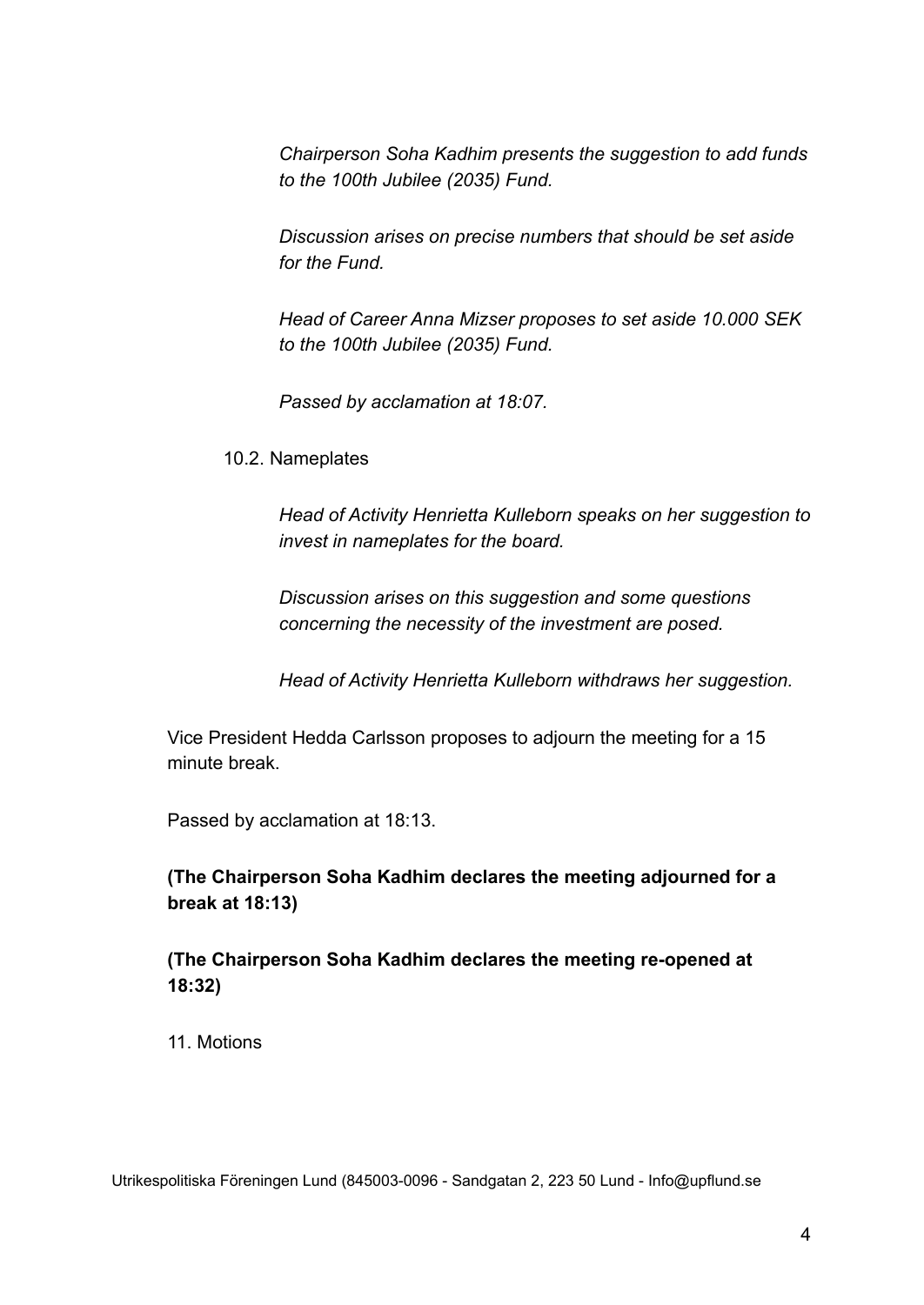*Chairperson Soha Kadhim presents the suggestion to add funds to the 100th Jubilee (2035) Fund.*

*Discussion arises on precise numbers that should be set aside for the Fund.*

*Head of Career Anna Mizser proposes to set aside 10.000 SEK to the 100th Jubilee (2035) Fund.*

*Passed by acclamation at 18:07.*

10.2. Nameplates

*Head of Activity Henrietta Kulleborn speaks on her suggestion to invest in nameplates for the board.*

*Discussion arises on this suggestion and some questions concerning the necessity of the investment are posed.*

*Head of Activity Henrietta Kulleborn withdraws her suggestion.*

Vice President Hedda Carlsson proposes to adjourn the meeting for a 15 minute break.

Passed by acclamation at 18:13.

**(The Chairperson Soha Kadhim declares the meeting adjourned for a break at 18:13)**

**(The Chairperson Soha Kadhim declares the meeting re-opened at 18:32)**

11. Motions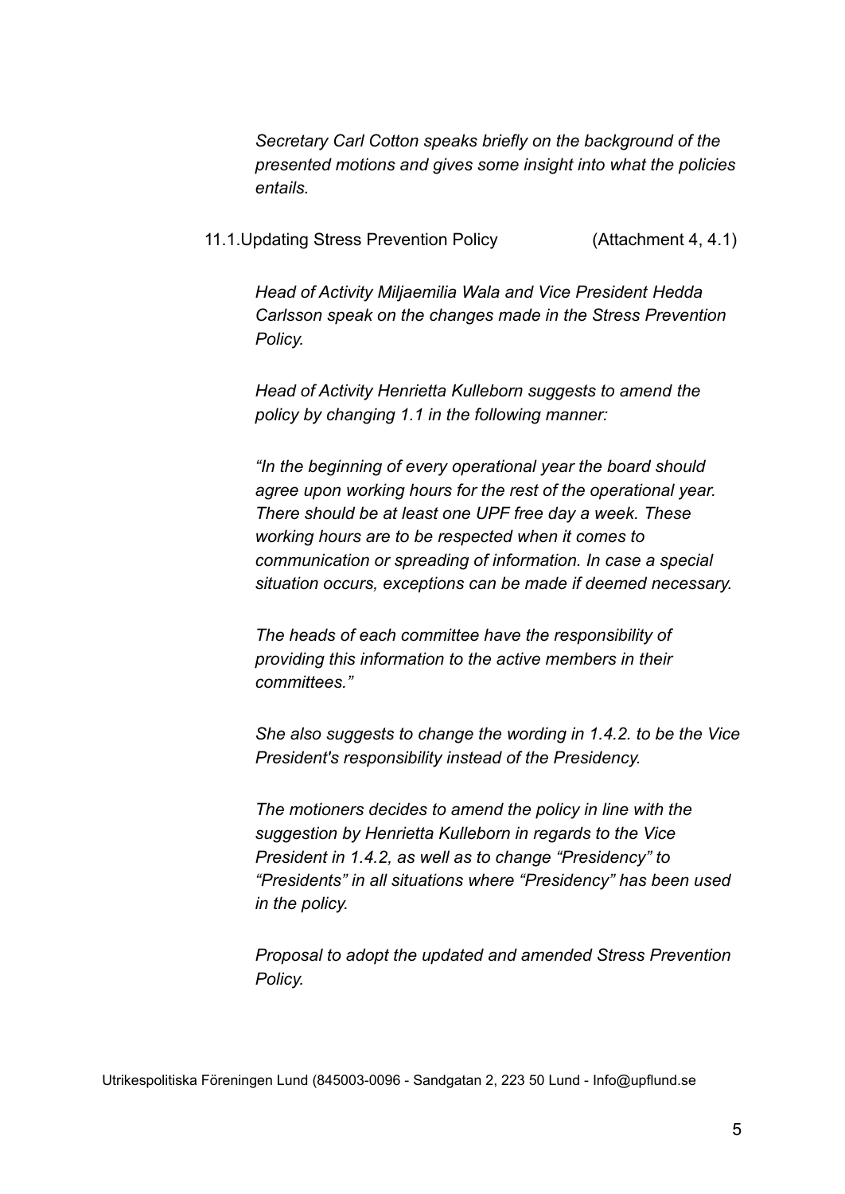*Secretary Carl Cotton speaks briefly on the background of the presented motions and gives some insight into what the policies entails.*

11.1.Updating Stress Prevention Policy (Attachment 4, 4.1)

*Head of Activity Miljaemilia Wala and Vice President Hedda Carlsson speak on the changes made in the Stress Prevention Policy.*

*Head of Activity Henrietta Kulleborn suggests to amend the policy by changing 1.1 in the following manner:*

*"In the beginning of every operational year the board should agree upon working hours for the rest of the operational year. There should be at least one UPF free day a week. These working hours are to be respected when it comes to communication or spreading of information. In case a special situation occurs, exceptions can be made if deemed necessary.*

*The heads of each committee have the responsibility of providing this information to the active members in their committees."*

*She also suggests to change the wording in 1.4.2. to be the Vice President's responsibility instead of the Presidency.*

*The motioners decides to amend the policy in line with the suggestion by Henrietta Kulleborn in regards to the Vice President in 1.4.2, as well as to change "Presidency" to "Presidents" in all situations where "Presidency" has been used in the policy.*

*Proposal to adopt the updated and amended Stress Prevention Policy.*

Utrikespolitiska Föreningen Lund (845003-0096 - Sandgatan 2, 223 50 Lund - Info@upflund.se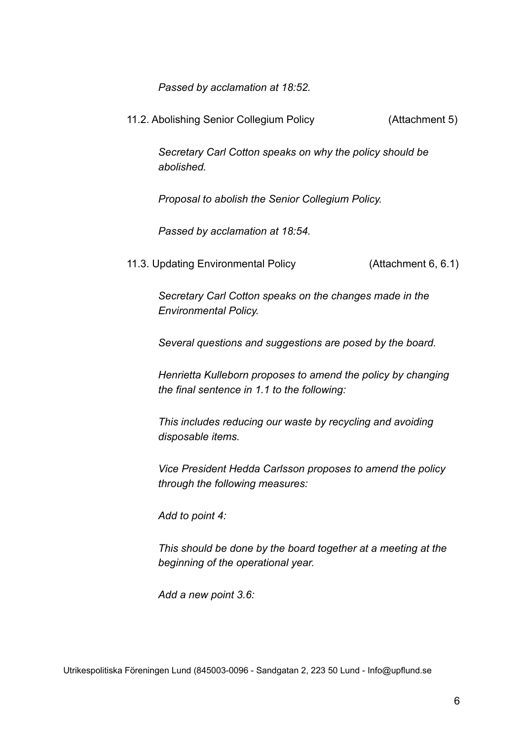*Passed by acclamation at 18:52.*

11.2. Abolishing Senior Collegium Policy (Attachment 5)

*Secretary Carl Cotton speaks on why the policy should be abolished.*

*Proposal to abolish the Senior Collegium Policy.*

*Passed by acclamation at 18:54.*

11.3. Updating Environmental Policy (Attachment 6, 6.1)

*Secretary Carl Cotton speaks on the changes made in the Environmental Policy.*

*Several questions and suggestions are posed by the board.*

*Henrietta Kulleborn proposes to amend the policy by changing the final sentence in 1.1 to the following:*

*This includes reducing our waste by recycling and avoiding disposable items.*

*Vice President Hedda Carlsson proposes to amend the policy through the following measures:*

*Add to point 4:*

*This should be done by the board together at a meeting at the beginning of the operational year.*

*Add a new point 3.6:*

Utrikespolitiska Föreningen Lund (845003-0096 - Sandgatan 2, 223 50 Lund - Info@upflund.se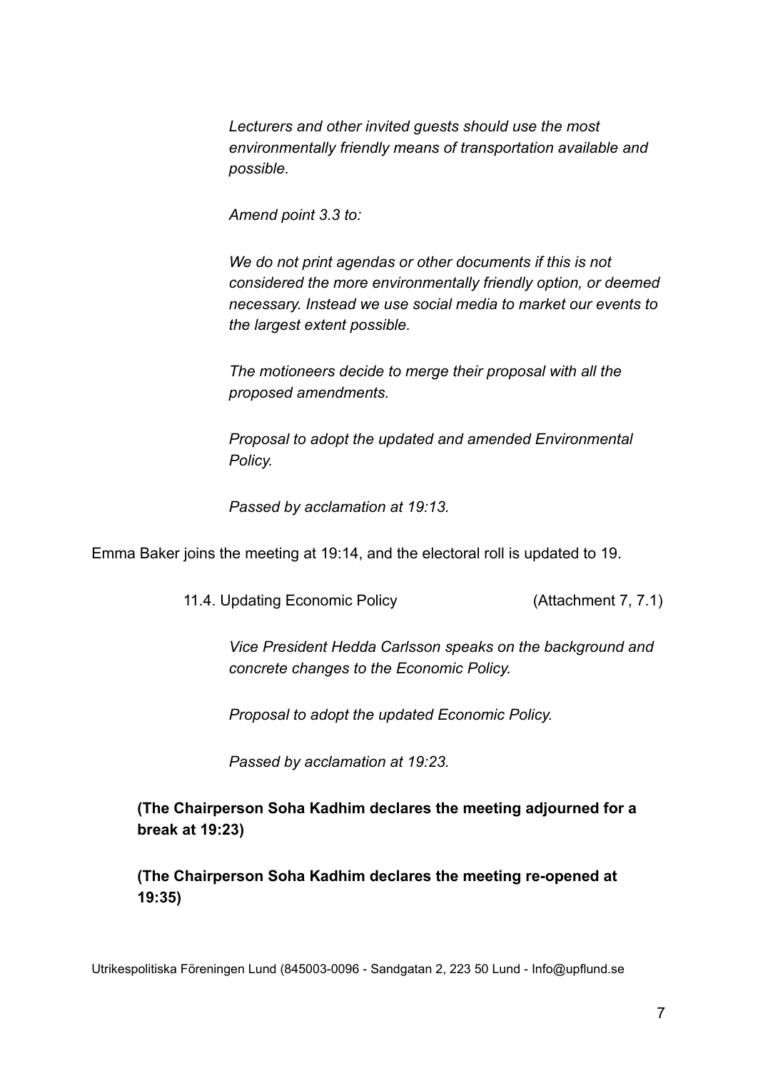*Lecturers and other invited guests should use the most environmentally friendly means of transportation available and possible.*

*Amend point 3.3 to:*

*We do not print agendas or other documents if this is not considered the more environmentally friendly option, or deemed necessary. Instead we use social media to market our events to the largest extent possible.*

*The motioneers decide to merge their proposal with all the proposed amendments.*

*Proposal to adopt the updated and amended Environmental Policy.*

*Passed by acclamation at 19:13.*

Emma Baker joins the meeting at 19:14, and the electoral roll is updated to 19.

11.4. Updating Economic Policy (Attachment 7, 7.1)

*Vice President Hedda Carlsson speaks on the background and concrete changes to the Economic Policy.*

*Proposal to adopt the updated Economic Policy.*

*Passed by acclamation at 19:23.*

**(The Chairperson Soha Kadhim declares the meeting adjourned for a break at 19:23)**

**(The Chairperson Soha Kadhim declares the meeting re-opened at 19:35)**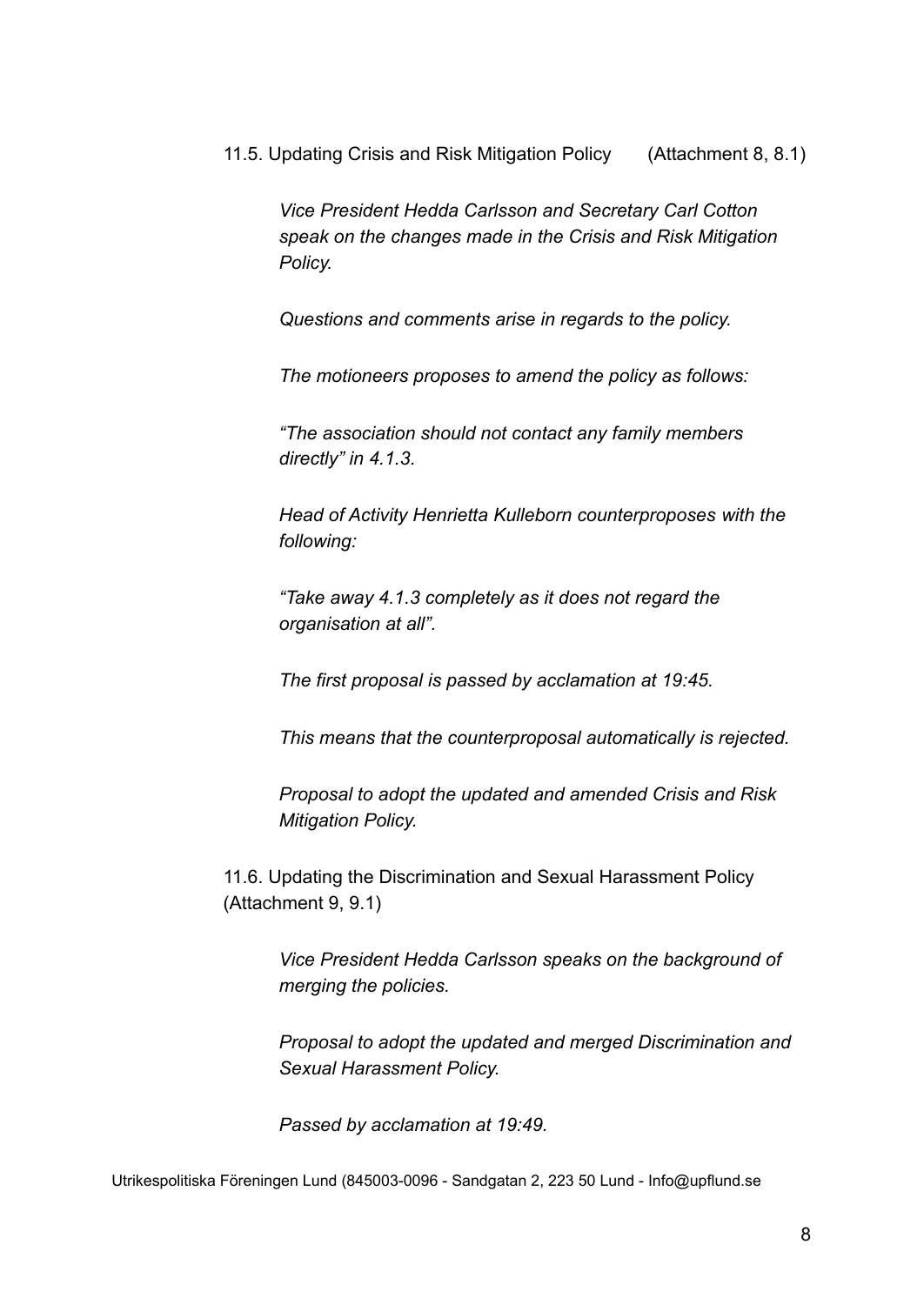11.5. Updating Crisis and Risk Mitigation Policy (Attachment 8, 8.1)

*Vice President Hedda Carlsson and Secretary Carl Cotton speak on the changes made in the Crisis and Risk Mitigation Policy.*

*Questions and comments arise in regards to the policy.*

*The motioneers proposes to amend the policy as follows:*

*"The association should not contact any family members directly" in 4.1.3.*

*Head of Activity Henrietta Kulleborn counterproposes with the following:*

*"Take away 4.1.3 completely as it does not regard the organisation at all".*

*The first proposal is passed by acclamation at 19:45.*

*This means that the counterproposal automatically is rejected.*

*Proposal to adopt the updated and amended Crisis and Risk Mitigation Policy.*

11.6. Updating the Discrimination and Sexual Harassment Policy (Attachment 9, 9.1)

*Vice President Hedda Carlsson speaks on the background of merging the policies.*

*Proposal to adopt the updated and merged Discrimination and Sexual Harassment Policy.*

*Passed by acclamation at 19:49.*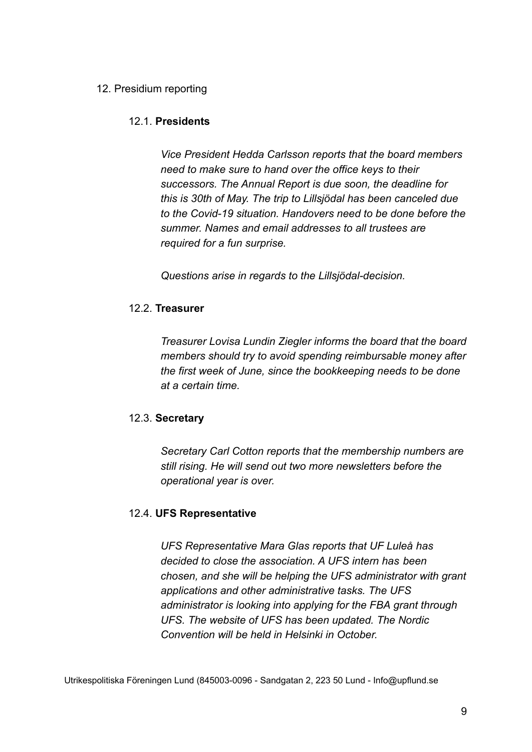12. Presidium reporting

12.1. **Presidents**

*Vice President Hedda Carlsson reports that the board members need to make sure to hand over the office keys to their successors. The Annual Report is due soon, the deadline for this is 30th of May. The trip to Lillsjödal has been canceled due to the Covid-19 situation. Handovers need to be done before the summer. Names and email addresses to all trustees are required for a fun surprise.*

*Questions arise in regards to the Lillsjödal-decision.*

12.2. **Treasurer**

*Treasurer Lovisa Lundin Ziegler informs the board that the board members should try to avoid spending reimbursable money after the first week of June, since the bookkeeping needs to be done at a certain time.*

12.3. **Secretary**

*Secretary Carl Cotton reports that the membership numbers are still rising. He will send out two more newsletters before the operational year is over.*

12.4. **UFS Representative**

*UFS Representative Mara Glas reports that UF Luleå has decided to close the association. A UFS intern has been chosen, and she will be helping the UFS administrator with grant applications and other administrative tasks. The UFS administrator is looking into applying for the FBA grant through UFS. The website of UFS has been updated. The Nordic Convention will be held in Helsinki in October.*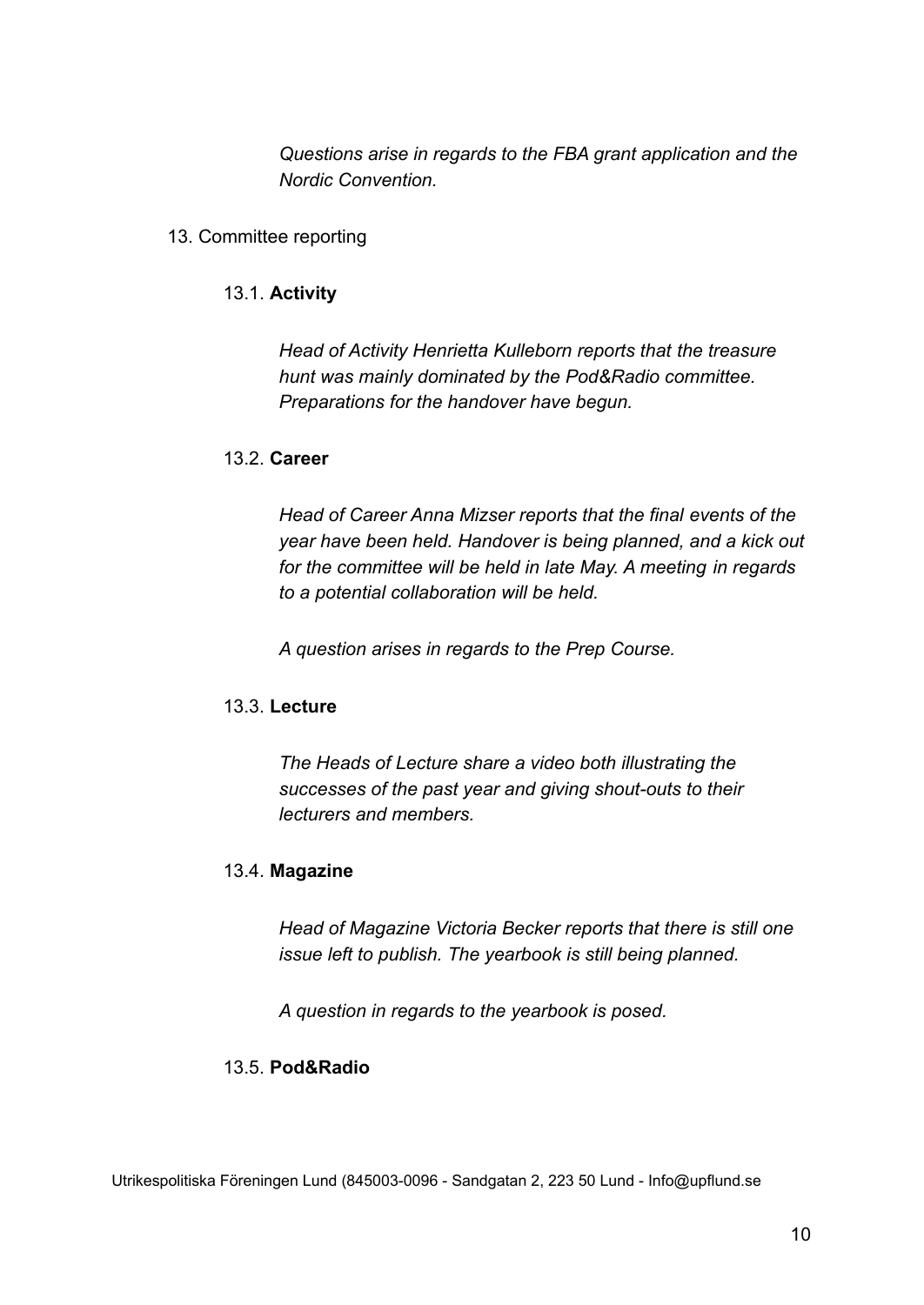*Questions arise in regards to the FBA grant application and the Nordic Convention.*

13. Committee reporting

    13.1. **Activity**

    *Head of Activity Henrietta Kulleborn reports that the treasure hunt was mainly dominated by the Pod&Radio committee. Preparations for the handover have begun.*

    13.2. **Career**

    *Head of Career Anna Mizser reports that the final events of the year have been held. Handover is being planned, and a kick out for the committee will be held in late May. A meeting in regards to a potential collaboration will be held.*

    *A question arises in regards to the Prep Course.*

    13.3. **Lecture**

    *The Heads of Lecture share a video both illustrating the successes of the past year and giving shout-outs to their lecturers and members.*

    13.4. **Magazine**

    *Head of Magazine Victoria Becker reports that there is still one issue left to publish. The yearbook is still being planned.*

    *A question in regards to the yearbook is posed.*

    13.5. **Pod&Radio**

Utrikespolitiska Föreningen Lund (845003-0096 - Sandgatan 2, 223 50 Lund - Info@upflund.se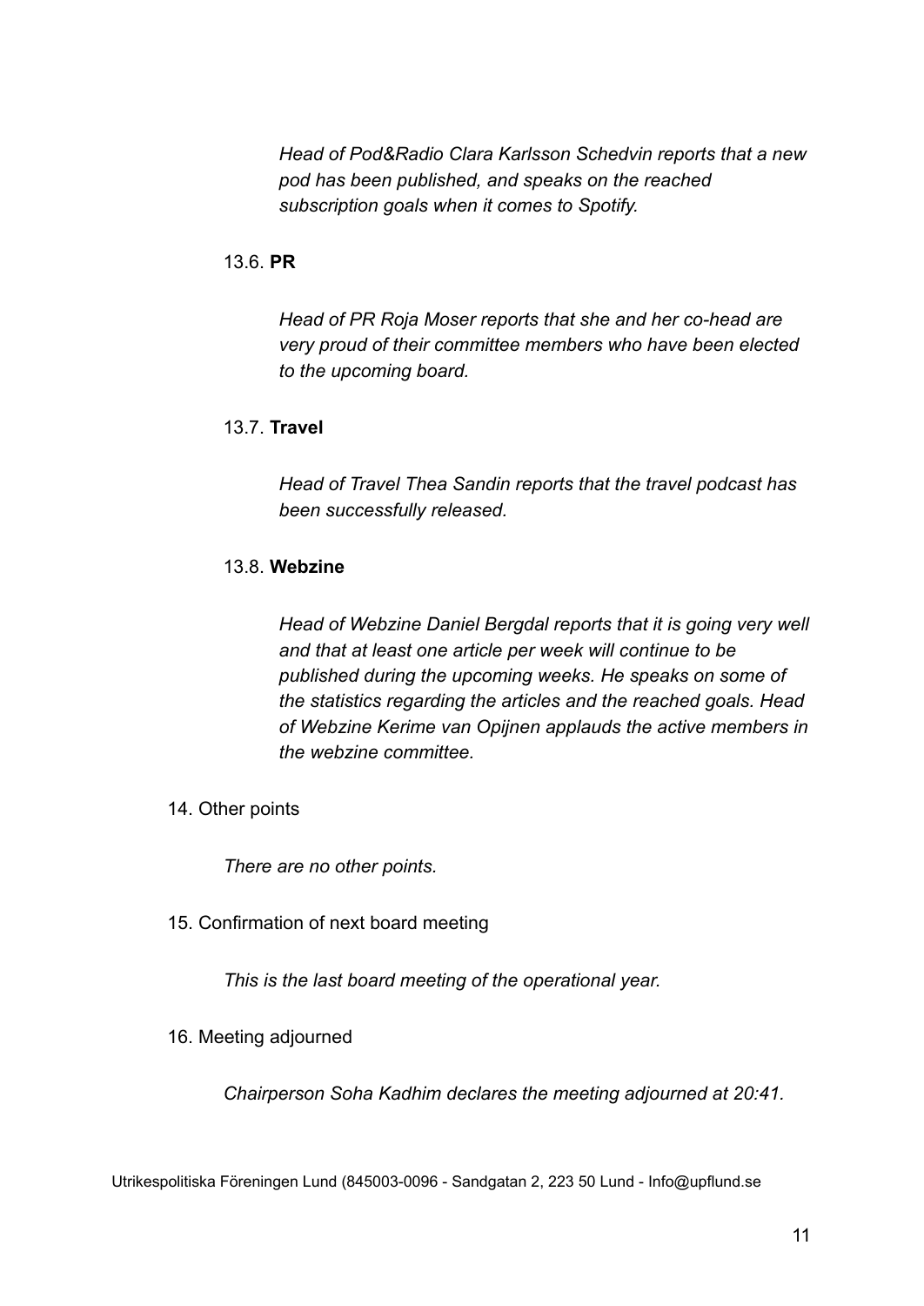*Head of Pod&Radio Clara Karlsson Schedvin reports that a new pod has been published, and speaks on the reached subscription goals when it comes to Spotify.*

13.6. **PR**

*Head of PR Roja Moser reports that she and her co-head are very proud of their committee members who have been elected to the upcoming board.*

13.7. **Travel**

*Head of Travel Thea Sandin reports that the travel podcast has been successfully released.*

13.8. **Webzine**

*Head of Webzine Daniel Bergdal reports that it is going very well and that at least one article per week will continue to be published during the upcoming weeks. He speaks on some of the statistics regarding the articles and the reached goals. Head of Webzine Kerime van Opijnen applauds the active members in the webzine committee.*

14. Other points

*There are no other points.*

15. Confirmation of next board meeting

*This is the last board meeting of the operational year.*

16. Meeting adjourned

*Chairperson Soha Kadhim declares the meeting adjourned at 20:41.*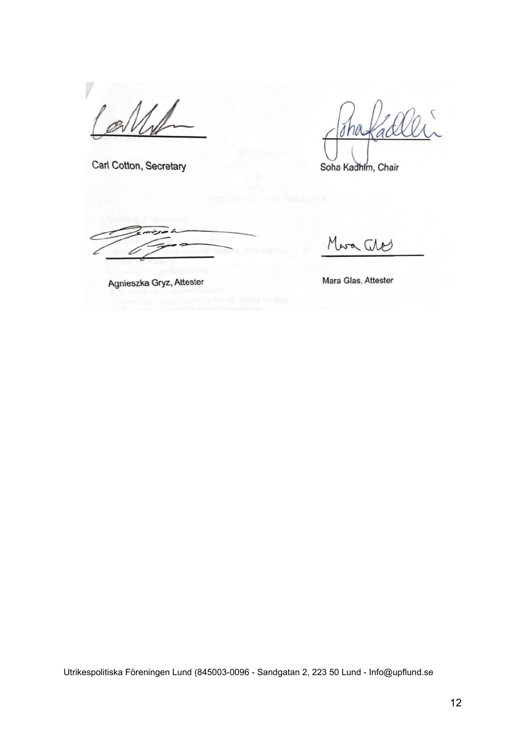Carl Cotton, Secretary

Soha Kadhim, Chair

Agnieszka Gryz, Attester

Mara Glas, Attester

Utrikespolitiska Föreningen Lund (845003-0096 - Sandgatan 2, 223 50 Lund - Info@upflund.se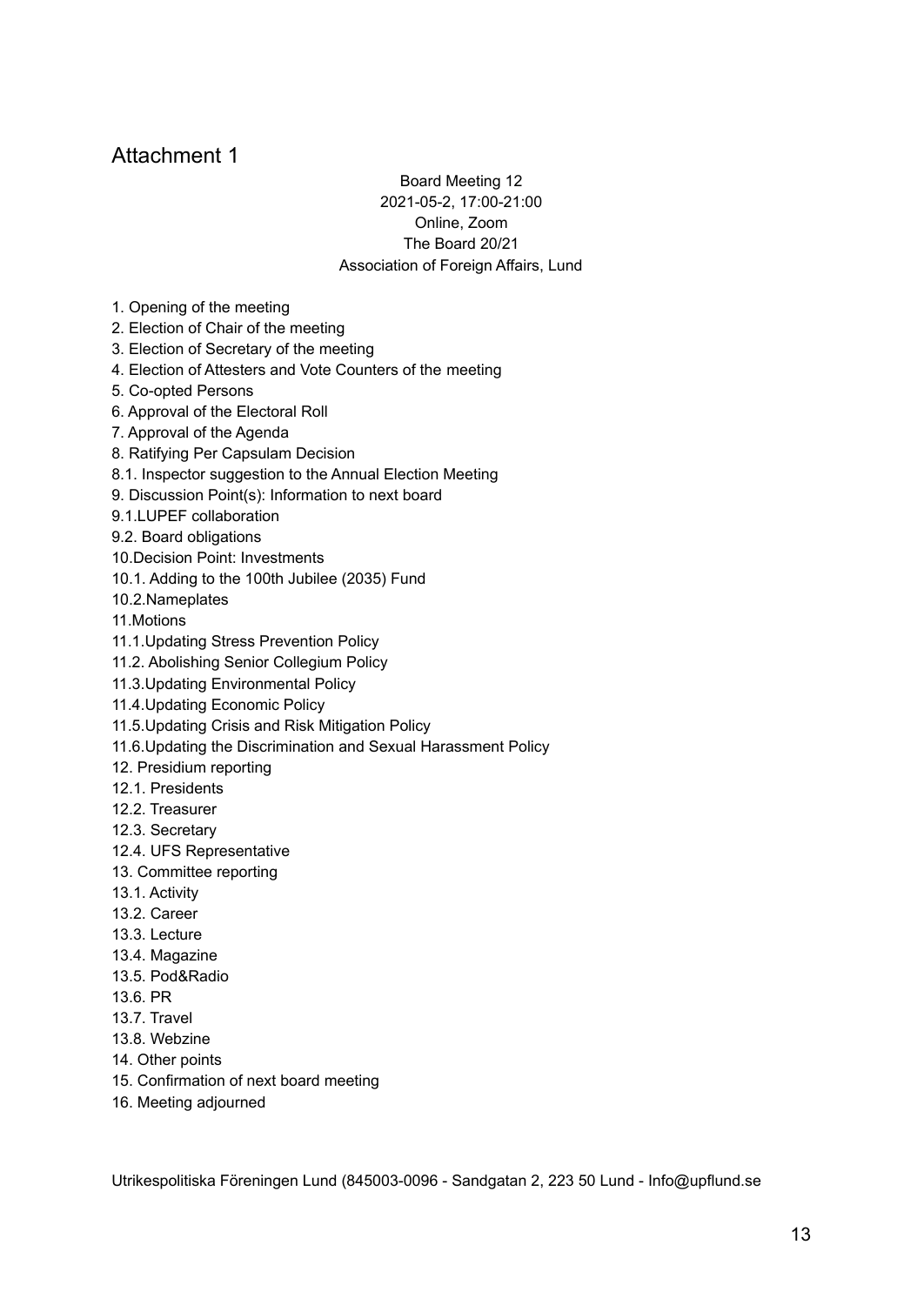# Attachment 1

Board Meeting 12
2021-05-2, 17:00-21:00
Online, Zoom
The Board 20/21
Association of Foreign Affairs, Lund

1. Opening of the meeting
2. Election of Chair of the meeting
3. Election of Secretary of the meeting
4. Election of Attesters and Vote Counters of the meeting
5. Co-opted Persons
6. Approval of the Electoral Roll
7. Approval of the Agenda
8. Ratifying Per Capsulam Decision
8.1. Inspector suggestion to the Annual Election Meeting
9. Discussion Point(s): Information to next board
9.1.LUPEF collaboration
9.2. Board obligations
10.Decision Point: Investments
10.1. Adding to the 100th Jubilee (2035) Fund
10.2.Nameplates
11.Motions
11.1.Updating Stress Prevention Policy
11.2. Abolishing Senior Collegium Policy
11.3.Updating Environmental Policy
11.4.Updating Economic Policy
11.5.Updating Crisis and Risk Mitigation Policy
11.6.Updating the Discrimination and Sexual Harassment Policy
12. Presidium reporting
12.1. Presidents
12.2. Treasurer
12.3. Secretary
12.4. UFS Representative
13. Committee reporting
13.1. Activity
13.2. Career
13.3. Lecture
13.4. Magazine
13.5. Pod&Radio
13.6. PR
13.7. Travel
13.8. Webzine
14. Other points
15. Confirmation of next board meeting
16. Meeting adjourned

Utrikespolitiska Föreningen Lund (845003-0096 - Sandgatan 2, 223 50 Lund - Info@upflund.se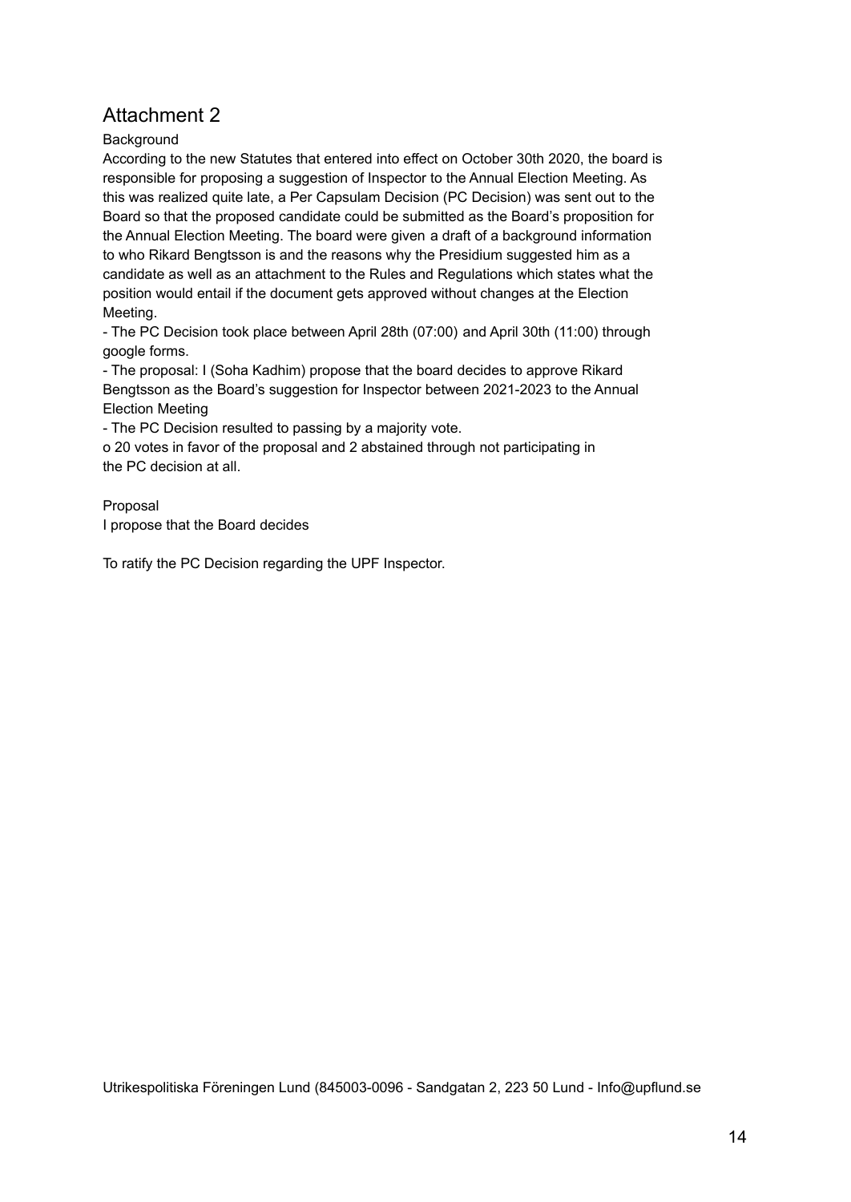# Attachment 2

Background

According to the new Statutes that entered into effect on October 30th 2020, the board is responsible for proposing a suggestion of Inspector to the Annual Election Meeting. As this was realized quite late, a Per Capsulam Decision (PC Decision) was sent out to the Board so that the proposed candidate could be submitted as the Board's proposition for the Annual Election Meeting. The board were given a draft of a background information to who Rikard Bengtsson is and the reasons why the Presidium suggested him as a candidate as well as an attachment to the Rules and Regulations which states what the position would entail if the document gets approved without changes at the Election Meeting.

- The PC Decision took place between April 28th (07:00) and April 30th (11:00) through google forms.
- The proposal: I (Soha Kadhim) propose that the board decides to approve Rikard Bengtsson as the Board's suggestion for Inspector between 2021-2023 to the Annual Election Meeting
- The PC Decision resulted to passing by a majority vote.
  - o 20 votes in favor of the proposal and 2 abstained through not participating in the PC decision at all.

Proposal

I propose that the Board decides

To ratify the PC Decision regarding the UPF Inspector.

Utrikespolitiska Föreningen Lund (845003-0096 - Sandgatan 2, 223 50 Lund - Info@upflund.se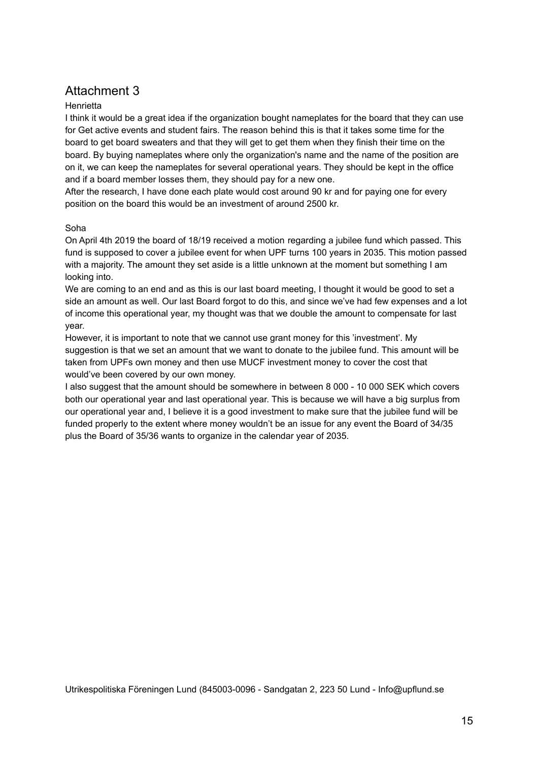# Attachment 3

Henrietta

I think it would be a great idea if the organization bought nameplates for the board that they can use for Get active events and student fairs. The reason behind this is that it takes some time for the board to get board sweaters and that they will get to get them when they finish their time on the board. By buying nameplates where only the organization's name and the name of the position are on it, we can keep the nameplates for several operational years. They should be kept in the office and if a board member losses them, they should pay for a new one.

After the research, I have done each plate would cost around 90 kr and for paying one for every position on the board this would be an investment of around 2500 kr.

Soha

On April 4th 2019 the board of 18/19 received a motion regarding a jubilee fund which passed. This fund is supposed to cover a jubilee event for when UPF turns 100 years in 2035. This motion passed with a majority. The amount they set aside is a little unknown at the moment but something I am looking into.

We are coming to an end and as this is our last board meeting, I thought it would be good to set a side an amount as well. Our last Board forgot to do this, and since we've had few expenses and a lot of income this operational year, my thought was that we double the amount to compensate for last year.

However, it is important to note that we cannot use grant money for this 'investment'. My suggestion is that we set an amount that we want to donate to the jubilee fund. This amount will be taken from UPFs own money and then use MUCF investment money to cover the cost that would've been covered by our own money.

I also suggest that the amount should be somewhere in between 8 000 - 10 000 SEK which covers both our operational year and last operational year. This is because we will have a big surplus from our operational year and, I believe it is a good investment to make sure that the jubilee fund will be funded properly to the extent where money wouldn't be an issue for any event the Board of 34/35 plus the Board of 35/36 wants to organize in the calendar year of 2035.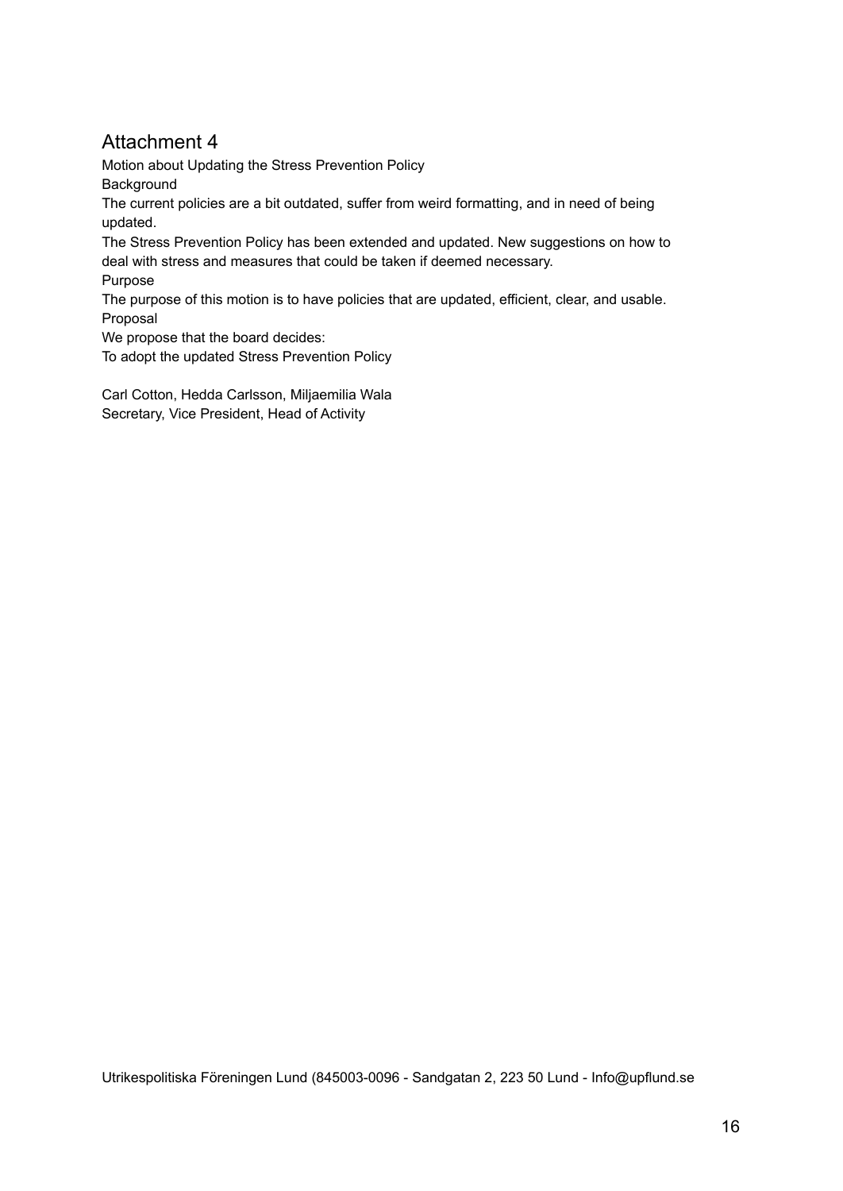# Attachment 4

Motion about Updating the Stress Prevention Policy

Background

The current policies are a bit outdated, suffer from weird formatting, and in need of being updated.

The Stress Prevention Policy has been extended and updated. New suggestions on how to deal with stress and measures that could be taken if deemed necessary.

Purpose

The purpose of this motion is to have policies that are updated, efficient, clear, and usable.

Proposal

We propose that the board decides:

To adopt the updated Stress Prevention Policy

Carl Cotton, Hedda Carlsson, Miljaemilia Wala
Secretary, Vice President, Head of Activity

Utrikespolitiska Föreningen Lund (845003-0096 - Sandgatan 2, 223 50 Lund - Info@upflund.se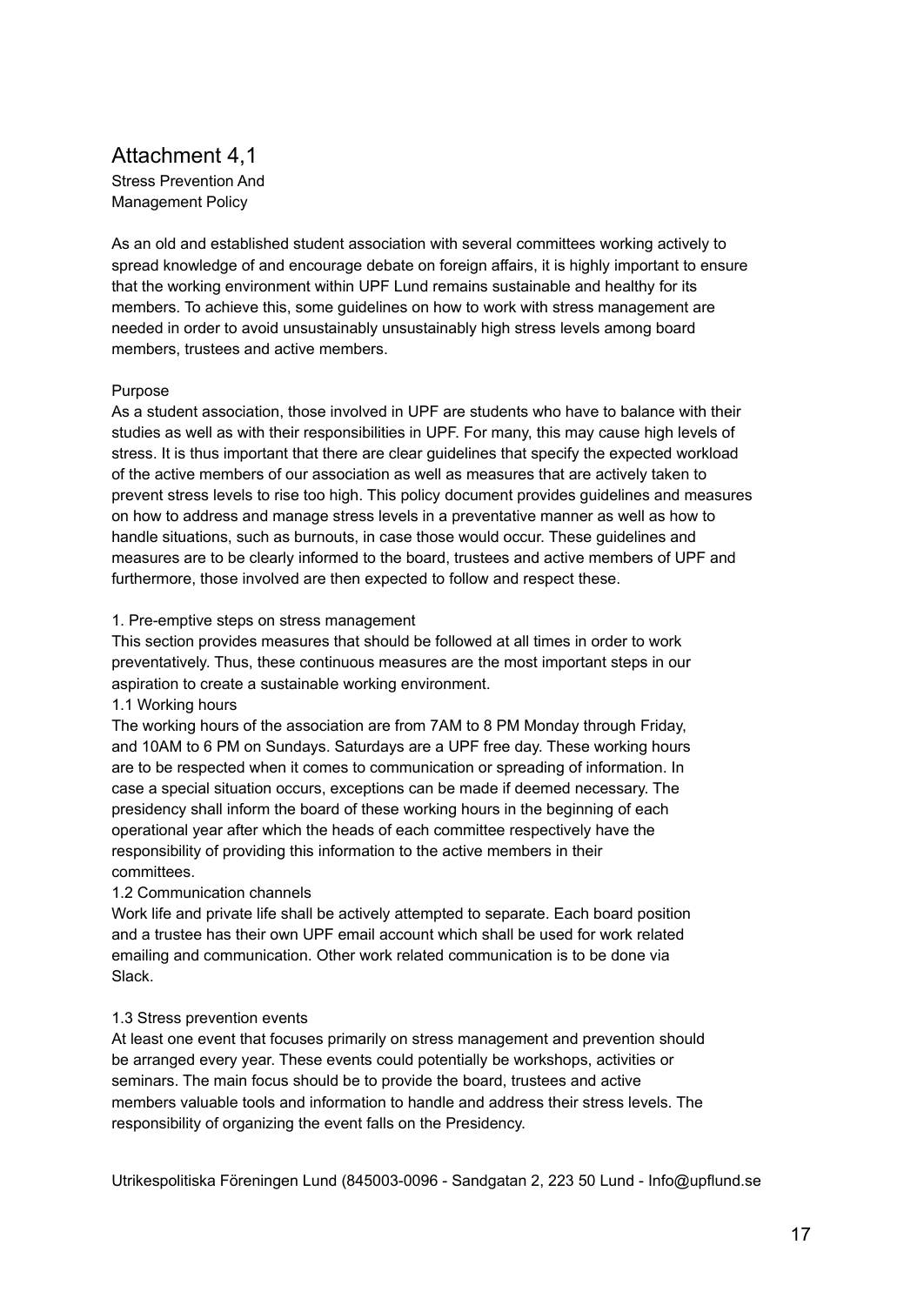# Attachment 4,1

Stress Prevention And
Management Policy

As an old and established student association with several committees working actively to spread knowledge of and encourage debate on foreign affairs, it is highly important to ensure that the working environment within UPF Lund remains sustainable and healthy for its members. To achieve this, some guidelines on how to work with stress management are needed in order to avoid unsustainably unsustainably high stress levels among board members, trustees and active members.

## Purpose

As a student association, those involved in UPF are students who have to balance with their studies as well as with their responsibilities in UPF. For many, this may cause high levels of stress. It is thus important that there are clear guidelines that specify the expected workload of the active members of our association as well as measures that are actively taken to prevent stress levels to rise too high. This policy document provides guidelines and measures on how to address and manage stress levels in a preventative manner as well as how to handle situations, such as burnouts, in case those would occur. These guidelines and measures are to be clearly informed to the board, trustees and active members of UPF and furthermore, those involved are then expected to follow and respect these.

## 1. Pre-emptive steps on stress management

This section provides measures that should be followed at all times in order to work preventatively. Thus, these continuous measures are the most important steps in our aspiration to create a sustainable working environment.

### 1.1 Working hours

The working hours of the association are from 7AM to 8 PM Monday through Friday, and 10AM to 6 PM on Sundays. Saturdays are a UPF free day. These working hours are to be respected when it comes to communication or spreading of information. In case a special situation occurs, exceptions can be made if deemed necessary. The presidency shall inform the board of these working hours in the beginning of each operational year after which the heads of each committee respectively have the responsibility of providing this information to the active members in their committees.

### 1.2 Communication channels

Work life and private life shall be actively attempted to separate. Each board position and a trustee has their own UPF email account which shall be used for work related emailing and communication. Other work related communication is to be done via Slack.

### 1.3 Stress prevention events

At least one event that focuses primarily on stress management and prevention should be arranged every year. These events could potentially be workshops, activities or seminars. The main focus should be to provide the board, trustees and active members valuable tools and information to handle and address their stress levels. The responsibility of organizing the event falls on the Presidency.

Utrikespolitiska Föreningen Lund (845003-0096 - Sandgatan 2, 223 50 Lund - Info@upflund.se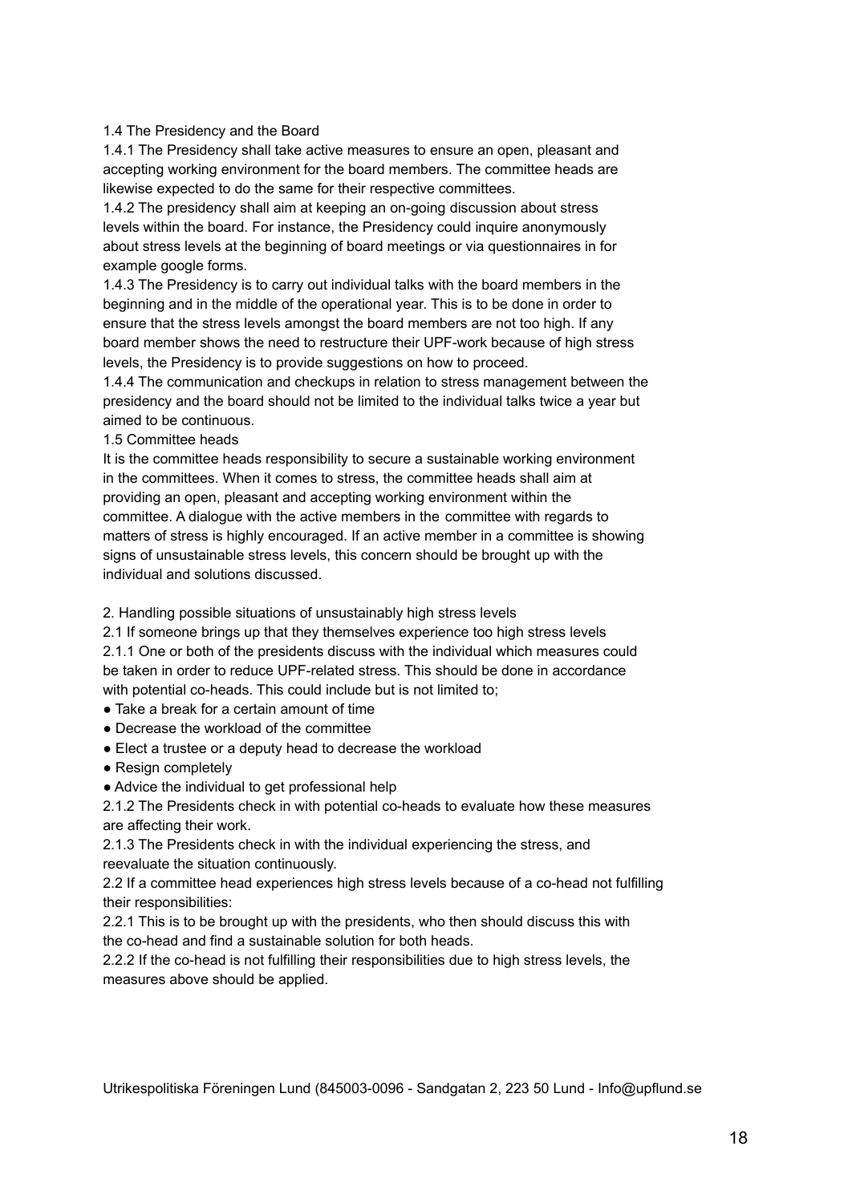### 1.4 The Presidency and the Board

1.4.1 The Presidency shall take active measures to ensure an open, pleasant and accepting working environment for the board members. The committee heads are likewise expected to do the same for their respective committees.

1.4.2 The presidency shall aim at keeping an on-going discussion about stress levels within the board. For instance, the Presidency could inquire anonymously about stress levels at the beginning of board meetings or via questionnaires in for example google forms.

1.4.3 The Presidency is to carry out individual talks with the board members in the beginning and in the middle of the operational year. This is to be done in order to ensure that the stress levels amongst the board members are not too high. If any board member shows the need to restructure their UPF-work because of high stress levels, the Presidency is to provide suggestions on how to proceed.

1.4.4 The communication and checkups in relation to stress management between the presidency and the board should not be limited to the individual talks twice a year but aimed to be continuous.

### 1.5 Committee heads

It is the committee heads responsibility to secure a sustainable working environment in the committees. When it comes to stress, the committee heads shall aim at providing an open, pleasant and accepting working environment within the committee. A dialogue with the active members in the committee with regards to matters of stress is highly encouraged. If an active member in a committee is showing signs of unsustainable stress levels, this concern should be brought up with the individual and solutions discussed.

## 2. Handling possible situations of unsustainably high stress levels

### 2.1 If someone brings up that they themselves experience too high stress levels

2.1.1 One or both of the presidents discuss with the individual which measures could be taken in order to reduce UPF-related stress. This should be done in accordance with potential co-heads. This could include but is not limited to;

- Take a break for a certain amount of time
- Decrease the workload of the committee
- Elect a trustee or a deputy head to decrease the workload
- Resign completely
- Advice the individual to get professional help

2.1.2 The Presidents check in with potential co-heads to evaluate how these measures are affecting their work.

2.1.3 The Presidents check in with the individual experiencing the stress, and reevaluate the situation continuously.

### 2.2 If a committee head experiences high stress levels because of a co-head not fulfilling their responsibilities:

2.2.1 This is to be brought up with the presidents, who then should discuss this with the co-head and find a sustainable solution for both heads.

2.2.2 If the co-head is not fulfilling their responsibilities due to high stress levels, the measures above should be applied.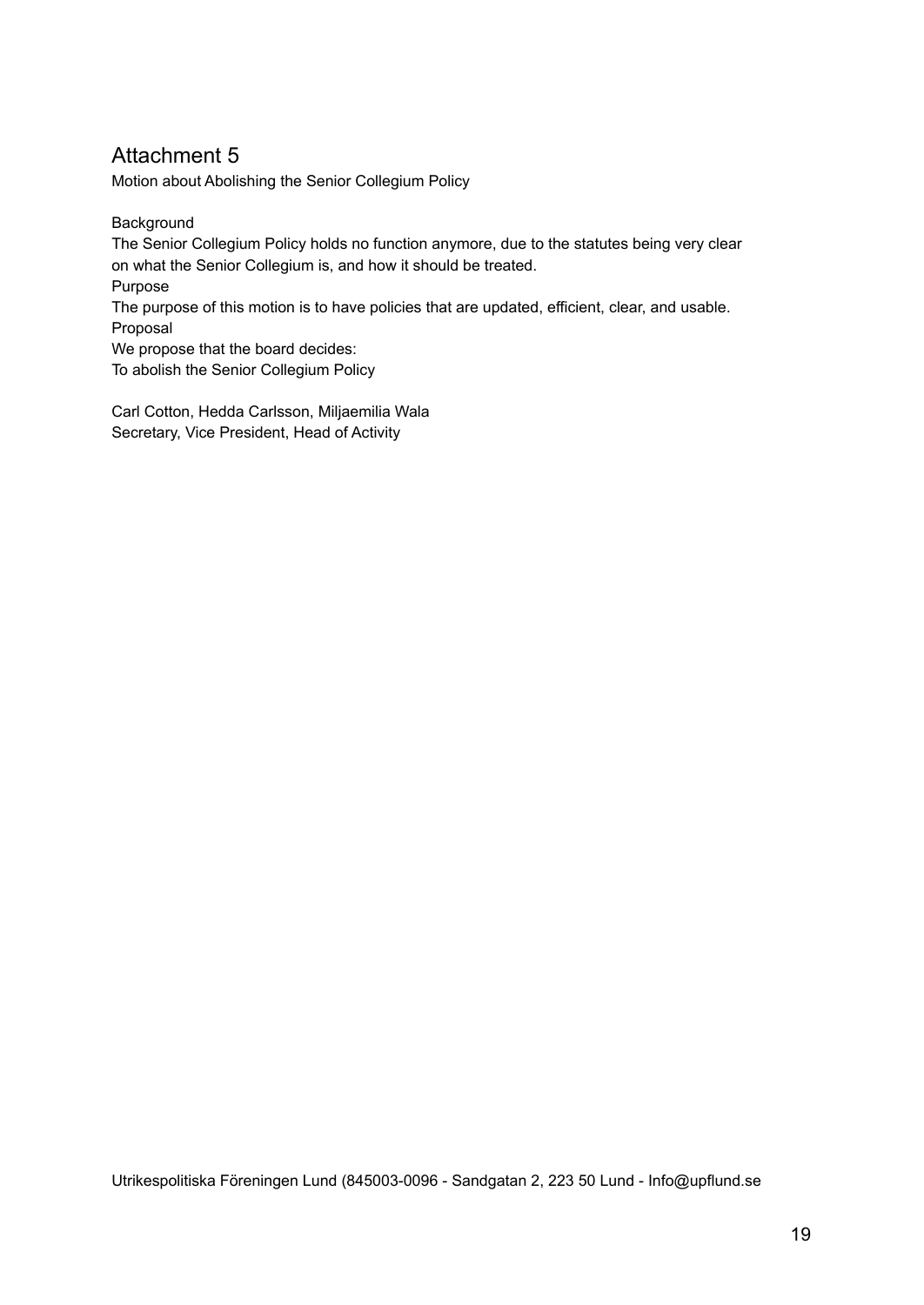# Attachment 5

Motion about Abolishing the Senior Collegium Policy

Background

The Senior Collegium Policy holds no function anymore, due to the statutes being very clear on what the Senior Collegium is, and how it should be treated.

Purpose

The purpose of this motion is to have policies that are updated, efficient, clear, and usable.

Proposal

We propose that the board decides:

To abolish the Senior Collegium Policy

Carl Cotton, Hedda Carlsson, Miljaemilia Wala
Secretary, Vice President, Head of Activity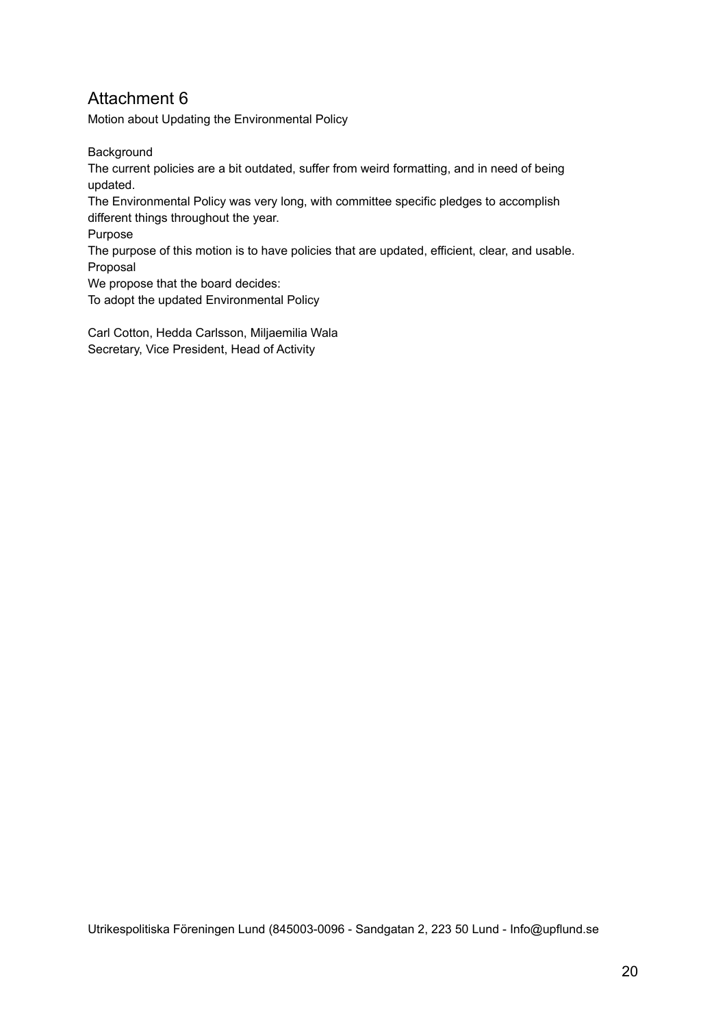# Attachment 6

Motion about Updating the Environmental Policy

Background

The current policies are a bit outdated, suffer from weird formatting, and in need of being updated.

The Environmental Policy was very long, with committee specific pledges to accomplish different things throughout the year.

Purpose

The purpose of this motion is to have policies that are updated, efficient, clear, and usable.

Proposal

We propose that the board decides:

To adopt the updated Environmental Policy

Carl Cotton, Hedda Carlsson, Miljaemilia Wala
Secretary, Vice President, Head of Activity

Utrikespolitiska Föreningen Lund (845003-0096 - Sandgatan 2, 223 50 Lund - Info@upflund.se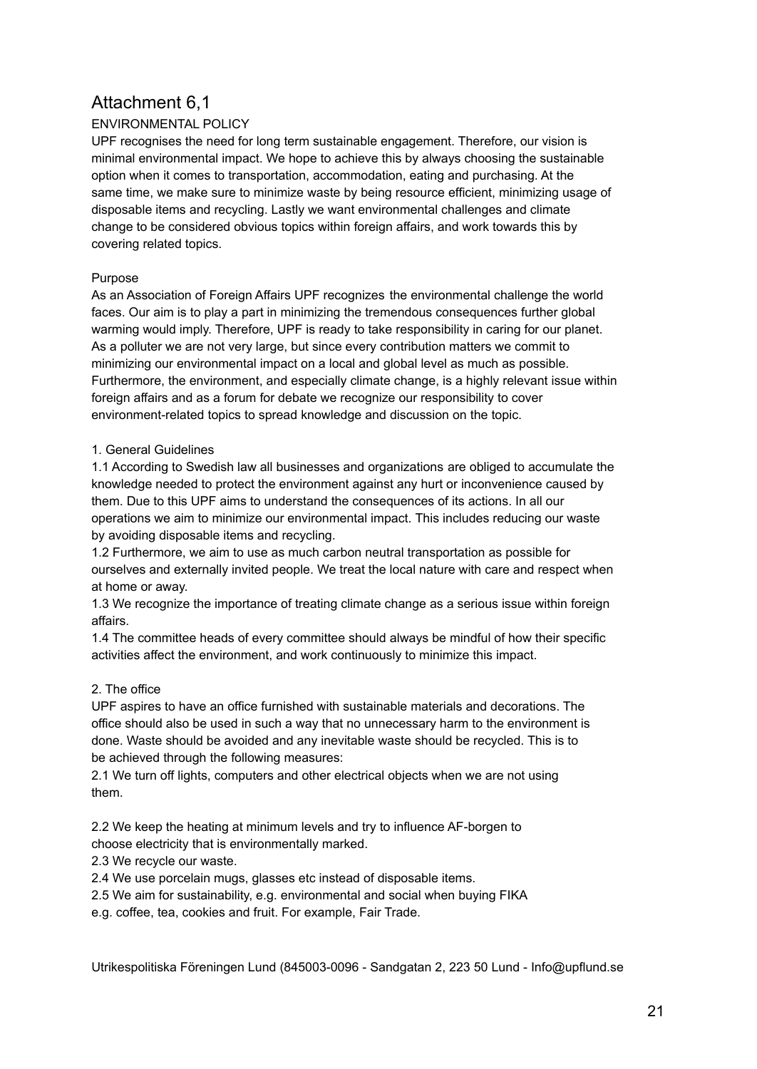# Attachment 6,1

ENVIRONMENTAL POLICY

UPF recognises the need for long term sustainable engagement. Therefore, our vision is minimal environmental impact. We hope to achieve this by always choosing the sustainable option when it comes to transportation, accommodation, eating and purchasing. At the same time, we make sure to minimize waste by being resource efficient, minimizing usage of disposable items and recycling. Lastly we want environmental challenges and climate change to be considered obvious topics within foreign affairs, and work towards this by covering related topics.

Purpose

As an Association of Foreign Affairs UPF recognizes the environmental challenge the world faces. Our aim is to play a part in minimizing the tremendous consequences further global warming would imply. Therefore, UPF is ready to take responsibility in caring for our planet. As a polluter we are not very large, but since every contribution matters we commit to minimizing our environmental impact on a local and global level as much as possible. Furthermore, the environment, and especially climate change, is a highly relevant issue within foreign affairs and as a forum for debate we recognize our responsibility to cover environment-related topics to spread knowledge and discussion on the topic.

1. General Guidelines

1.1 According to Swedish law all businesses and organizations are obliged to accumulate the knowledge needed to protect the environment against any hurt or inconvenience caused by them. Due to this UPF aims to understand the consequences of its actions. In all our operations we aim to minimize our environmental impact. This includes reducing our waste by avoiding disposable items and recycling.

1.2 Furthermore, we aim to use as much carbon neutral transportation as possible for ourselves and externally invited people. We treat the local nature with care and respect when at home or away.

1.3 We recognize the importance of treating climate change as a serious issue within foreign affairs.

1.4 The committee heads of every committee should always be mindful of how their specific activities affect the environment, and work continuously to minimize this impact.

2. The office

UPF aspires to have an office furnished with sustainable materials and decorations. The office should also be used in such a way that no unnecessary harm to the environment is done. Waste should be avoided and any inevitable waste should be recycled. This is to be achieved through the following measures:

2.1 We turn off lights, computers and other electrical objects when we are not using them.

2.2 We keep the heating at minimum levels and try to influence AF-borgen to choose electricity that is environmentally marked.

2.3 We recycle our waste.

2.4 We use porcelain mugs, glasses etc instead of disposable items.

2.5 We aim for sustainability, e.g. environmental and social when buying FIKA e.g. coffee, tea, cookies and fruit. For example, Fair Trade.

Utrikespolitiska Föreningen Lund (845003-0096 - Sandgatan 2, 223 50 Lund - Info@upflund.se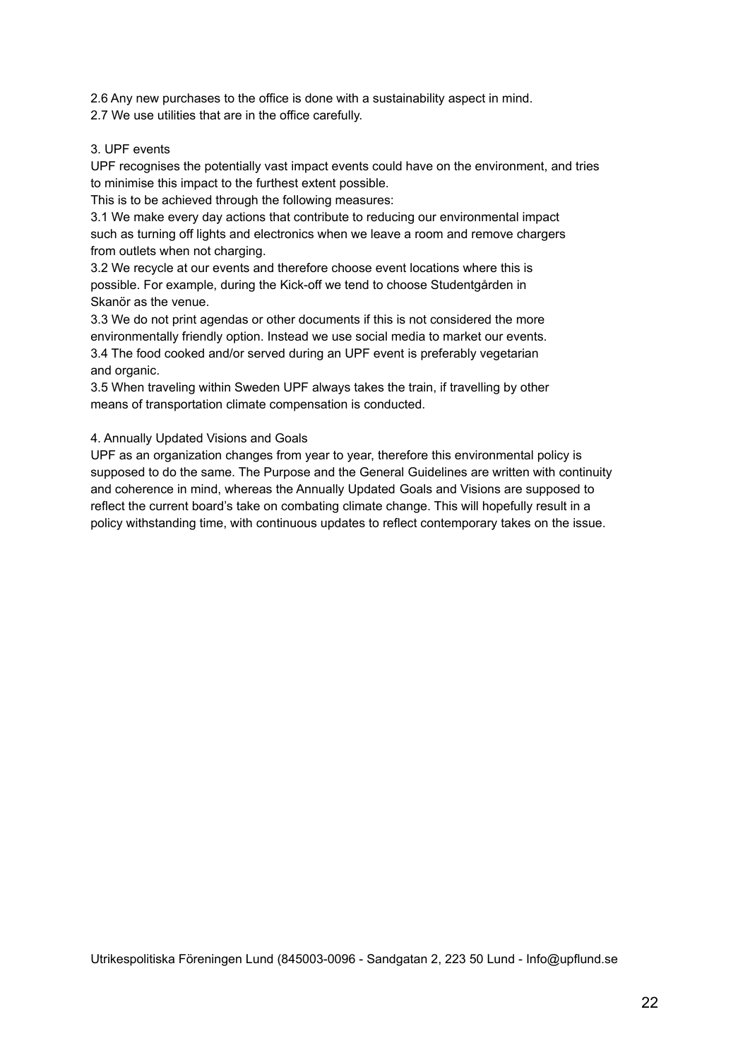2.6 Any new purchases to the office is done with a sustainability aspect in mind.
2.7 We use utilities that are in the office carefully.

## 3. UPF events

UPF recognises the potentially vast impact events could have on the environment, and tries to minimise this impact to the furthest extent possible.
This is to be achieved through the following measures:

3.1 We make every day actions that contribute to reducing our environmental impact such as turning off lights and electronics when we leave a room and remove chargers from outlets when not charging.
3.2 We recycle at our events and therefore choose event locations where this is possible. For example, during the Kick-off we tend to choose Studentgården in Skanör as the venue.
3.3 We do not print agendas or other documents if this is not considered the more environmentally friendly option. Instead we use social media to market our events.
3.4 The food cooked and/or served during an UPF event is preferably vegetarian and organic.
3.5 When traveling within Sweden UPF always takes the train, if travelling by other means of transportation climate compensation is conducted.

## 4. Annually Updated Visions and Goals

UPF as an organization changes from year to year, therefore this environmental policy is supposed to do the same. The Purpose and the General Guidelines are written with continuity and coherence in mind, whereas the Annually Updated Goals and Visions are supposed to reflect the current board's take on combating climate change. This will hopefully result in a policy withstanding time, with continuous updates to reflect contemporary takes on the issue.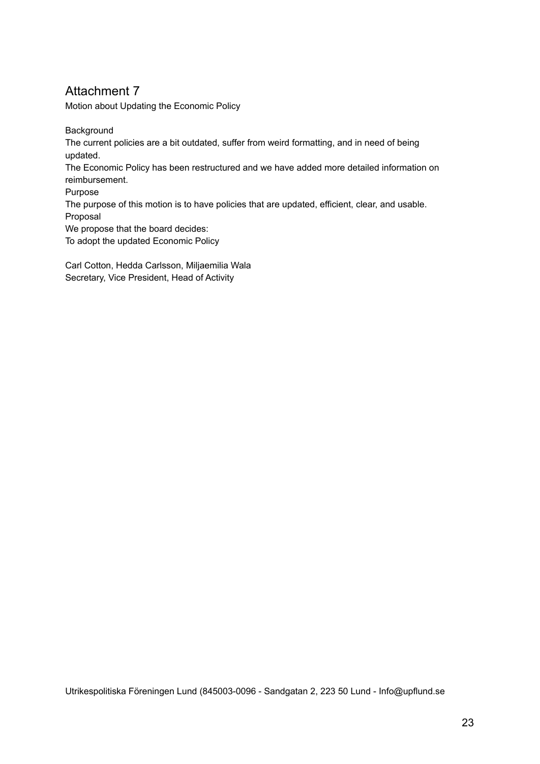# Attachment 7

Motion about Updating the Economic Policy

Background

The current policies are a bit outdated, suffer from weird formatting, and in need of being updated.

The Economic Policy has been restructured and we have added more detailed information on reimbursement.

Purpose

The purpose of this motion is to have policies that are updated, efficient, clear, and usable.

Proposal

We propose that the board decides:

To adopt the updated Economic Policy

Carl Cotton, Hedda Carlsson, Miljaemilia Wala
Secretary, Vice President, Head of Activity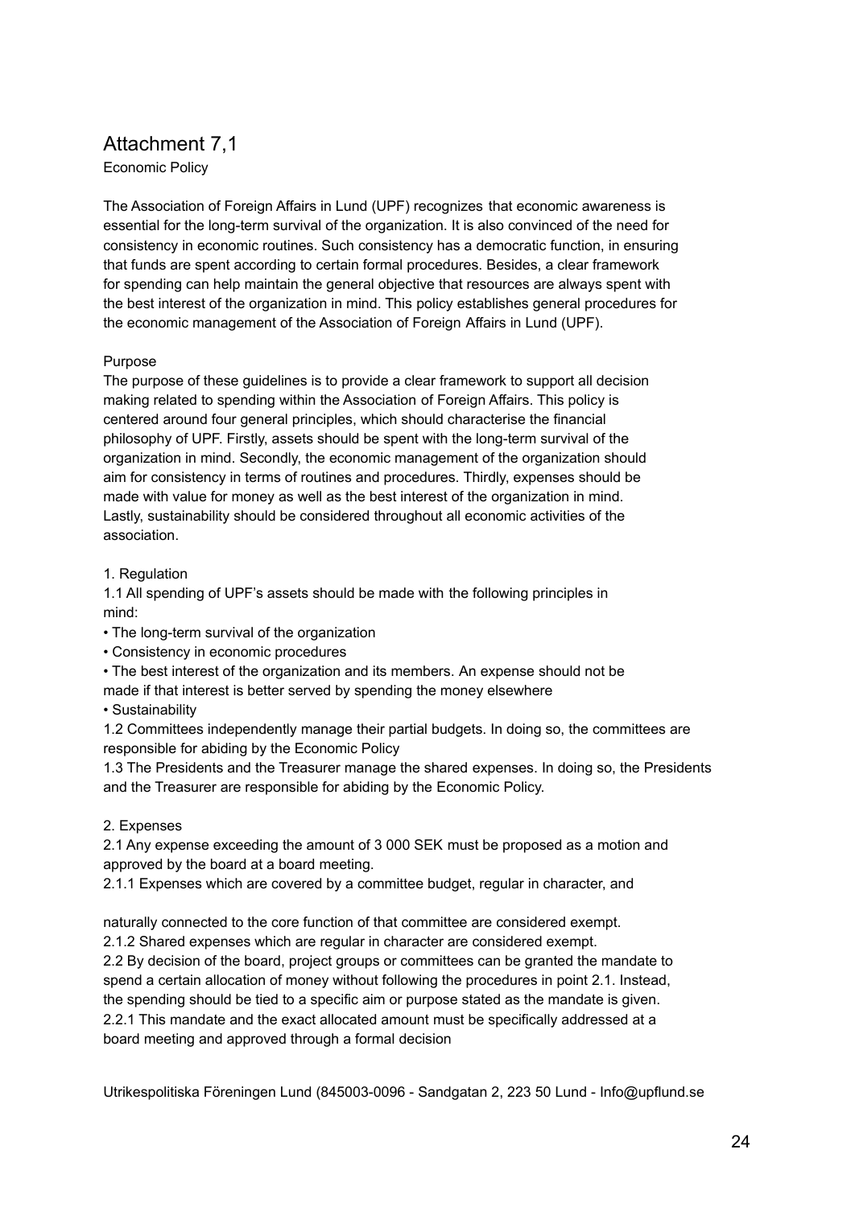# Attachment 7,1

Economic Policy

The Association of Foreign Affairs in Lund (UPF) recognizes that economic awareness is essential for the long-term survival of the organization. It is also convinced of the need for consistency in economic routines. Such consistency has a democratic function, in ensuring that funds are spent according to certain formal procedures. Besides, a clear framework for spending can help maintain the general objective that resources are always spent with the best interest of the organization in mind. This policy establishes general procedures for the economic management of the Association of Foreign Affairs in Lund (UPF).

## Purpose

The purpose of these guidelines is to provide a clear framework to support all decision making related to spending within the Association of Foreign Affairs. This policy is centered around four general principles, which should characterise the financial philosophy of UPF. Firstly, assets should be spent with the long-term survival of the organization in mind. Secondly, the economic management of the organization should aim for consistency in terms of routines and procedures. Thirdly, expenses should be made with value for money as well as the best interest of the organization in mind. Lastly, sustainability should be considered throughout all economic activities of the association.

## 1. Regulation

1.1 All spending of UPF's assets should be made with the following principles in mind:

- The long-term survival of the organization
- Consistency in economic procedures
- The best interest of the organization and its members. An expense should not be made if that interest is better served by spending the money elsewhere
- Sustainability

1.2 Committees independently manage their partial budgets. In doing so, the committees are responsible for abiding by the Economic Policy

1.3 The Presidents and the Treasurer manage the shared expenses. In doing so, the Presidents and the Treasurer are responsible for abiding by the Economic Policy.

## 2. Expenses

2.1 Any expense exceeding the amount of 3 000 SEK must be proposed as a motion and approved by the board at a board meeting.

2.1.1 Expenses which are covered by a committee budget, regular in character, and naturally connected to the core function of that committee are considered exempt.

2.1.2 Shared expenses which are regular in character are considered exempt.

2.2 By decision of the board, project groups or committees can be granted the mandate to spend a certain allocation of money without following the procedures in point 2.1. Instead, the spending should be tied to a specific aim or purpose stated as the mandate is given.

2.2.1 This mandate and the exact allocated amount must be specifically addressed at a board meeting and approved through a formal decision

Utrikespolitiska Föreningen Lund (845003-0096 - Sandgatan 2, 223 50 Lund - Info@upflund.se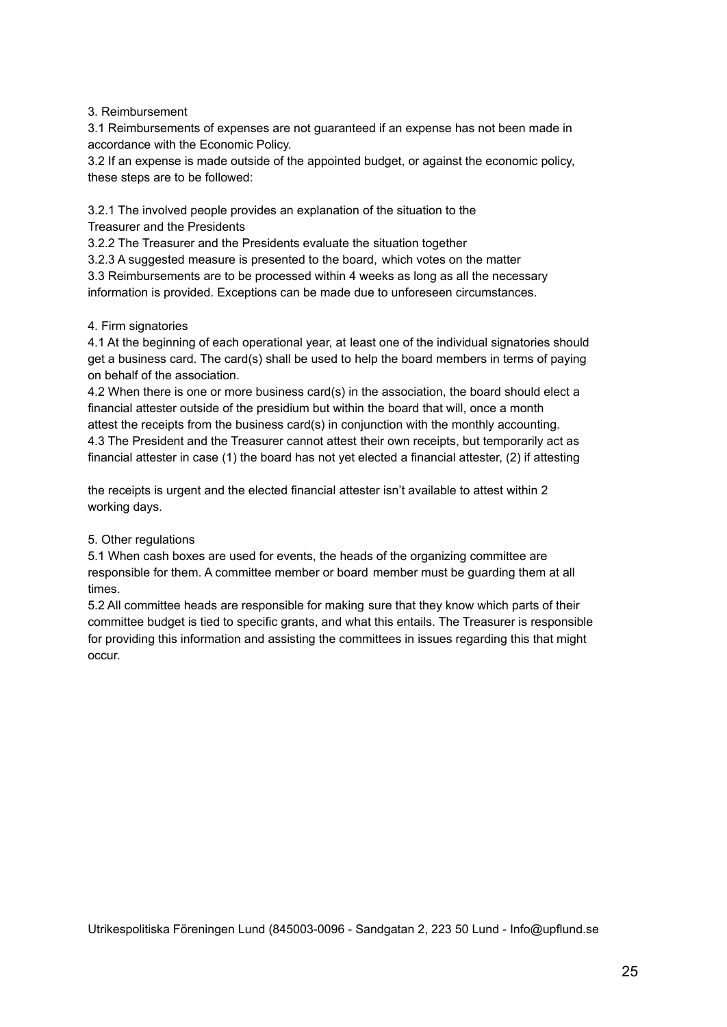## 3. Reimbursement

3.1 Reimbursements of expenses are not guaranteed if an expense has not been made in accordance with the Economic Policy.

3.2 If an expense is made outside of the appointed budget, or against the economic policy, these steps are to be followed:

3.2.1 The involved people provides an explanation of the situation to the Treasurer and the Presidents

3.2.2 The Treasurer and the Presidents evaluate the situation together

3.2.3 A suggested measure is presented to the board, which votes on the matter

3.3 Reimbursements are to be processed within 4 weeks as long as all the necessary information is provided. Exceptions can be made due to unforeseen circumstances.

## 4. Firm signatories

4.1 At the beginning of each operational year, at least one of the individual signatories should get a business card. The card(s) shall be used to help the board members in terms of paying on behalf of the association.

4.2 When there is one or more business card(s) in the association, the board should elect a financial attester outside of the presidium but within the board that will, once a month attest the receipts from the business card(s) in conjunction with the monthly accounting.

4.3 The President and the Treasurer cannot attest their own receipts, but temporarily act as financial attester in case (1) the board has not yet elected a financial attester, (2) if attesting the receipts is urgent and the elected financial attester isn't available to attest within 2 working days.

## 5. Other regulations

5.1 When cash boxes are used for events, the heads of the organizing committee are responsible for them. A committee member or board member must be guarding them at all times.

5.2 All committee heads are responsible for making sure that they know which parts of their committee budget is tied to specific grants, and what this entails. The Treasurer is responsible for providing this information and assisting the committees in issues regarding this that might occur.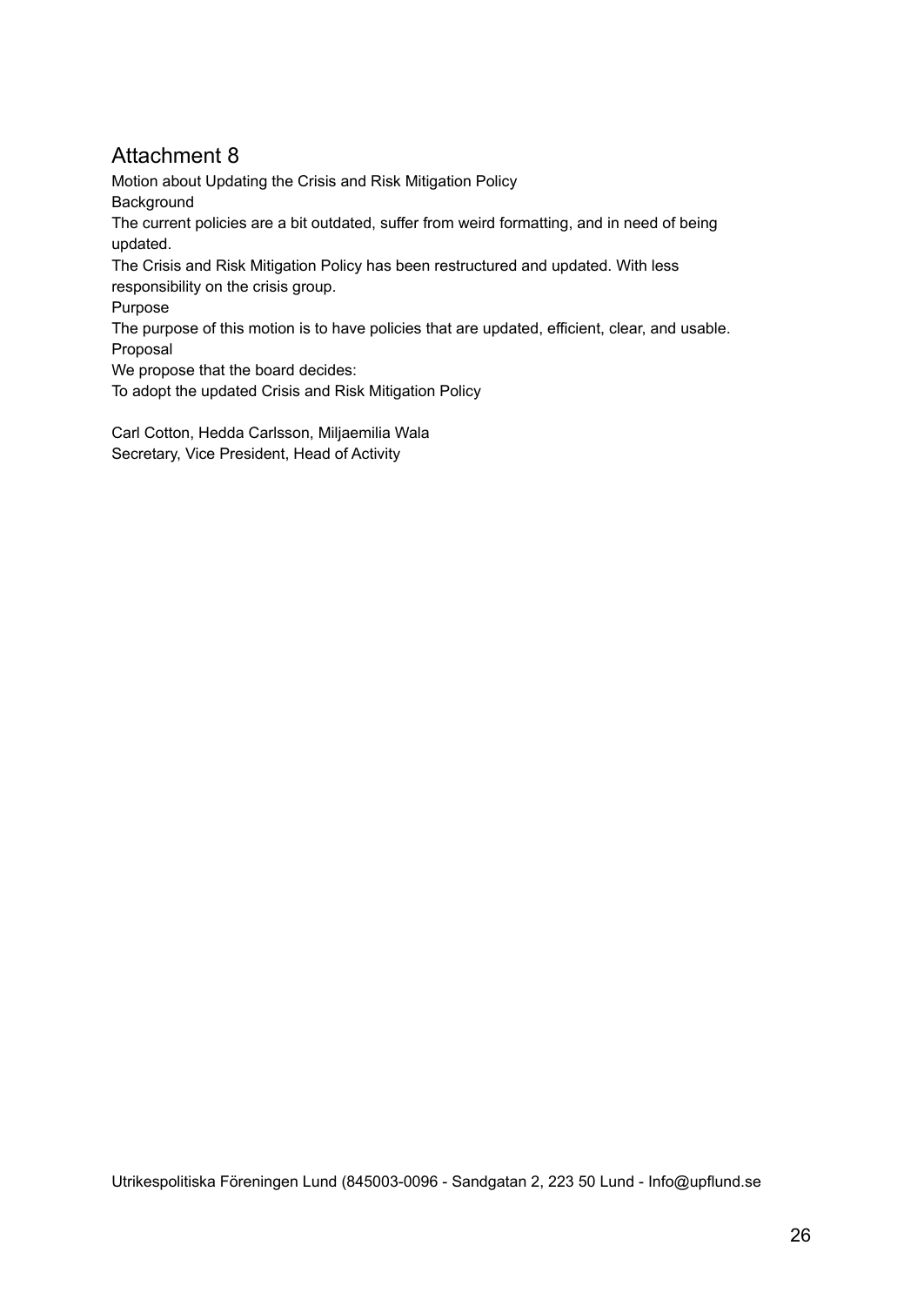# Attachment 8

Motion about Updating the Crisis and Risk Mitigation Policy

Background

The current policies are a bit outdated, suffer from weird formatting, and in need of being updated.

The Crisis and Risk Mitigation Policy has been restructured and updated. With less responsibility on the crisis group.

Purpose

The purpose of this motion is to have policies that are updated, efficient, clear, and usable.

Proposal

We propose that the board decides:

To adopt the updated Crisis and Risk Mitigation Policy

Carl Cotton, Hedda Carlsson, Miljaemilia Wala

Secretary, Vice President, Head of Activity

Utrikespolitiska Föreningen Lund (845003-0096 - Sandgatan 2, 223 50 Lund - Info@upflund.se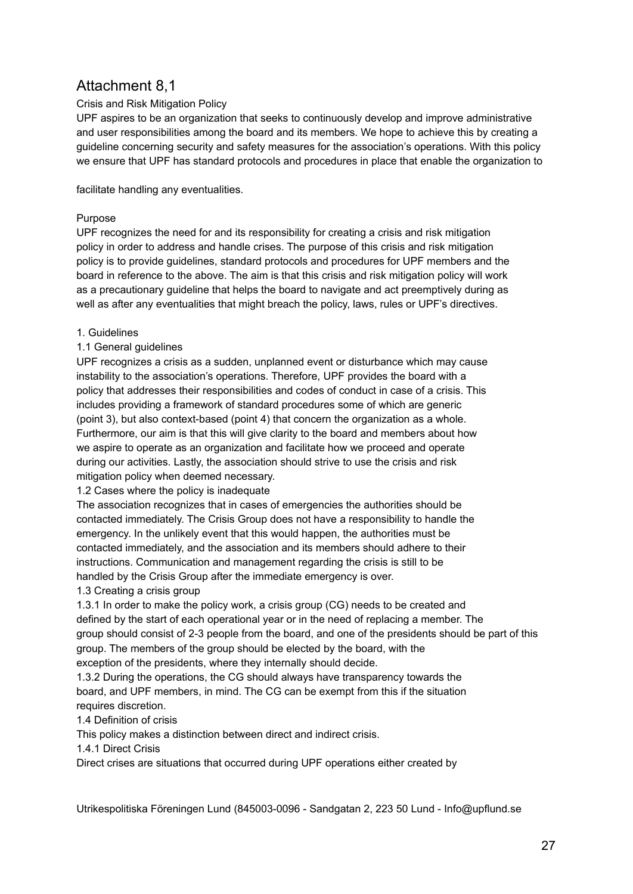# Attachment 8,1

Crisis and Risk Mitigation Policy

UPF aspires to be an organization that seeks to continuously develop and improve administrative and user responsibilities among the board and its members. We hope to achieve this by creating a guideline concerning security and safety measures for the association's operations. With this policy we ensure that UPF has standard protocols and procedures in place that enable the organization to

facilitate handling any eventualities.

Purpose

UPF recognizes the need for and its responsibility for creating a crisis and risk mitigation policy in order to address and handle crises. The purpose of this crisis and risk mitigation policy is to provide guidelines, standard protocols and procedures for UPF members and the board in reference to the above. The aim is that this crisis and risk mitigation policy will work as a precautionary guideline that helps the board to navigate and act preemptively during as well as after any eventualities that might breach the policy, laws, rules or UPF's directives.

1. Guidelines

1.1 General guidelines

UPF recognizes a crisis as a sudden, unplanned event or disturbance which may cause instability to the association's operations. Therefore, UPF provides the board with a policy that addresses their responsibilities and codes of conduct in case of a crisis. This includes providing a framework of standard procedures some of which are generic (point 3), but also context-based (point 4) that concern the organization as a whole. Furthermore, our aim is that this will give clarity to the board and members about how we aspire to operate as an organization and facilitate how we proceed and operate during our activities. Lastly, the association should strive to use the crisis and risk mitigation policy when deemed necessary.

1.2 Cases where the policy is inadequate

The association recognizes that in cases of emergencies the authorities should be contacted immediately. The Crisis Group does not have a responsibility to handle the emergency. In the unlikely event that this would happen, the authorities must be contacted immediately, and the association and its members should adhere to their instructions. Communication and management regarding the crisis is still to be handled by the Crisis Group after the immediate emergency is over.

1.3 Creating a crisis group

1.3.1 In order to make the policy work, a crisis group (CG) needs to be created and defined by the start of each operational year or in the need of replacing a member. The group should consist of 2-3 people from the board, and one of the presidents should be part of this group. The members of the group should be elected by the board, with the exception of the presidents, where they internally should decide.

1.3.2 During the operations, the CG should always have transparency towards the board, and UPF members, in mind. The CG can be exempt from this if the situation requires discretion.

1.4 Definition of crisis

This policy makes a distinction between direct and indirect crisis.

1.4.1 Direct Crisis

Direct crises are situations that occurred during UPF operations either created by

Utrikespolitiska Föreningen Lund (845003-0096 - Sandgatan 2, 223 50 Lund - Info@upflund.se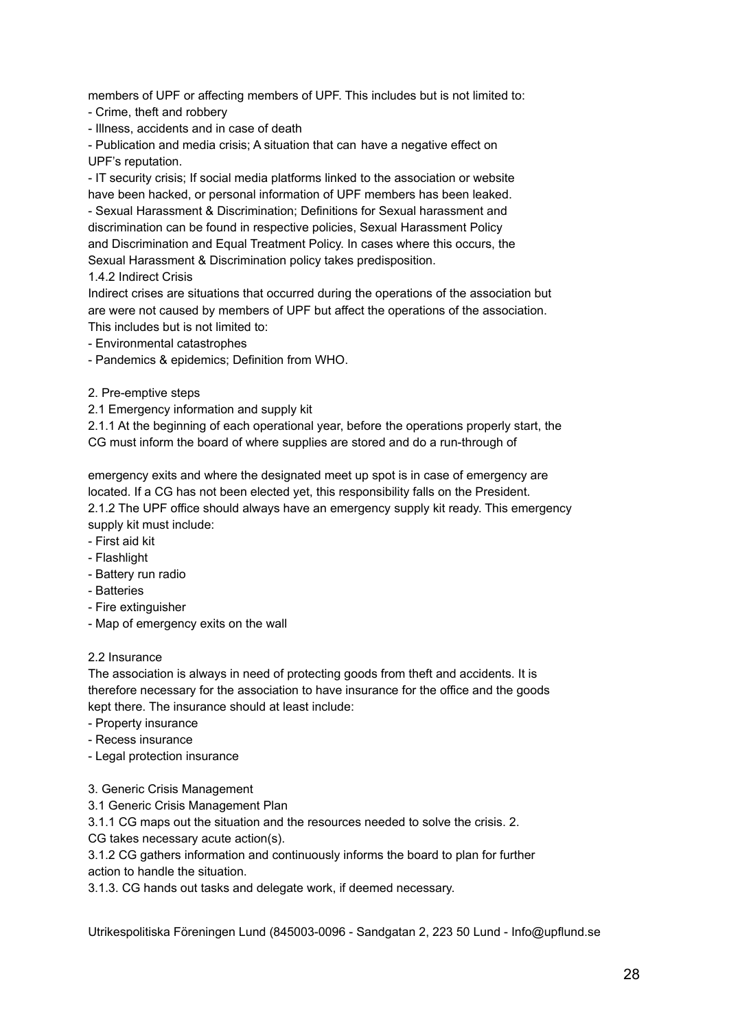members of UPF or affecting members of UPF. This includes but is not limited to:

- Crime, theft and robbery
- Illness, accidents and in case of death
- Publication and media crisis; A situation that can have a negative effect on UPF's reputation.
- IT security crisis; If social media platforms linked to the association or website have been hacked, or personal information of UPF members has been leaked.
- Sexual Harassment & Discrimination; Definitions for Sexual harassment and discrimination can be found in respective policies, Sexual Harassment Policy and Discrimination and Equal Treatment Policy. In cases where this occurs, the Sexual Harassment & Discrimination policy takes predisposition.

1.4.2 Indirect Crisis

Indirect crises are situations that occurred during the operations of the association but are were not caused by members of UPF but affect the operations of the association. This includes but is not limited to:

- Environmental catastrophes
- Pandemics & epidemics; Definition from WHO.

2. Pre-emptive steps

2.1 Emergency information and supply kit

2.1.1 At the beginning of each operational year, before the operations properly start, the CG must inform the board of where supplies are stored and do a run-through of emergency exits and where the designated meet up spot is in case of emergency are located. If a CG has not been elected yet, this responsibility falls on the President.

2.1.2 The UPF office should always have an emergency supply kit ready. This emergency supply kit must include:

- First aid kit
- Flashlight
- Battery run radio
- Batteries
- Fire extinguisher
- Map of emergency exits on the wall

2.2 Insurance

The association is always in need of protecting goods from theft and accidents. It is therefore necessary for the association to have insurance for the office and the goods kept there. The insurance should at least include:

- Property insurance
- Recess insurance
- Legal protection insurance

3. Generic Crisis Management

3.1 Generic Crisis Management Plan

3.1.1 CG maps out the situation and the resources needed to solve the crisis. 2. CG takes necessary acute action(s).

3.1.2 CG gathers information and continuously informs the board to plan for further action to handle the situation.

3.1.3. CG hands out tasks and delegate work, if deemed necessary.

Utrikespolitiska Föreningen Lund (845003-0096 - Sandgatan 2, 223 50 Lund - Info@upflund.se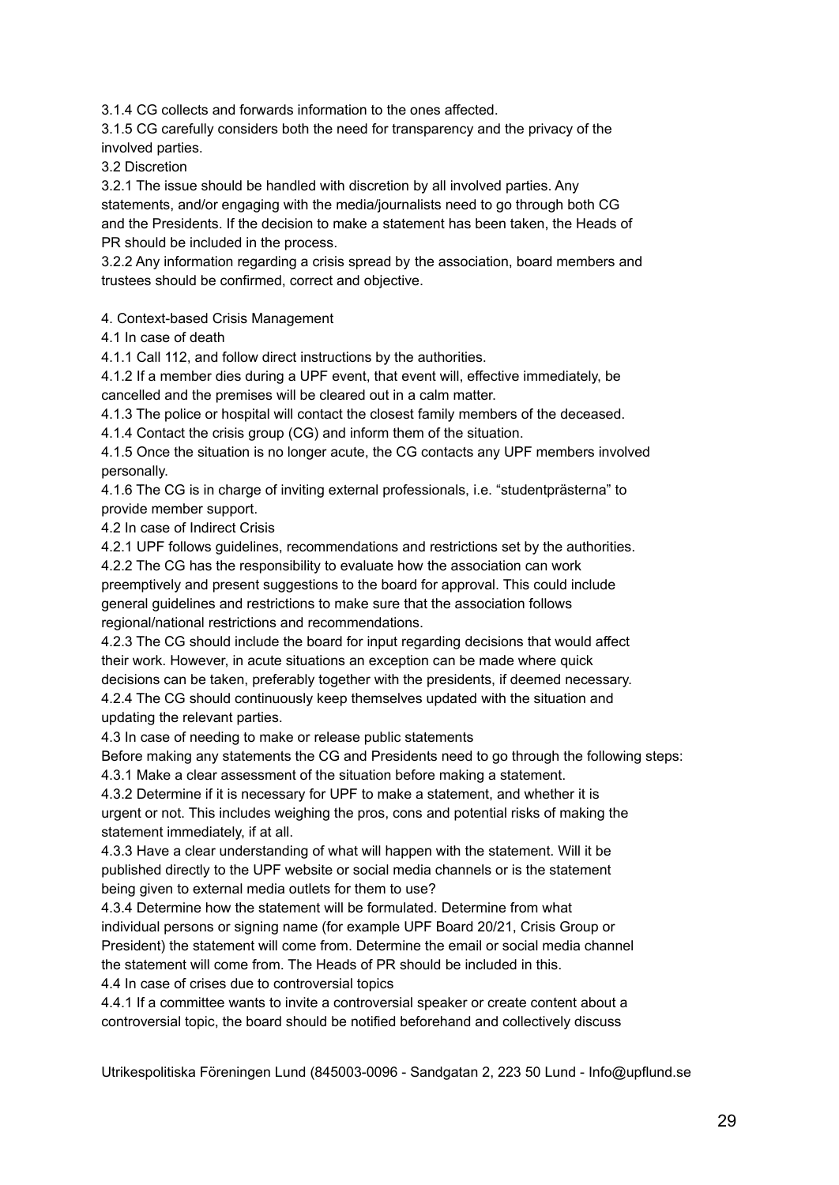3.1.4 CG collects and forwards information to the ones affected.

3.1.5 CG carefully considers both the need for transparency and the privacy of the involved parties.

3.2 Discretion

3.2.1 The issue should be handled with discretion by all involved parties. Any statements, and/or engaging with the media/journalists need to go through both CG and the Presidents. If the decision to make a statement has been taken, the Heads of PR should be included in the process.

3.2.2 Any information regarding a crisis spread by the association, board members and trustees should be confirmed, correct and objective.

4. Context-based Crisis Management

4.1 In case of death

4.1.1 Call 112, and follow direct instructions by the authorities.

4.1.2 If a member dies during a UPF event, that event will, effective immediately, be cancelled and the premises will be cleared out in a calm matter.

4.1.3 The police or hospital will contact the closest family members of the deceased.

4.1.4 Contact the crisis group (CG) and inform them of the situation.

4.1.5 Once the situation is no longer acute, the CG contacts any UPF members involved personally.

4.1.6 The CG is in charge of inviting external professionals, i.e. "studentprästerna" to provide member support.

4.2 In case of Indirect Crisis

4.2.1 UPF follows guidelines, recommendations and restrictions set by the authorities.

4.2.2 The CG has the responsibility to evaluate how the association can work preemptively and present suggestions to the board for approval. This could include general guidelines and restrictions to make sure that the association follows regional/national restrictions and recommendations.

4.2.3 The CG should include the board for input regarding decisions that would affect their work. However, in acute situations an exception can be made where quick decisions can be taken, preferably together with the presidents, if deemed necessary.

4.2.4 The CG should continuously keep themselves updated with the situation and updating the relevant parties.

4.3 In case of needing to make or release public statements

Before making any statements the CG and Presidents need to go through the following steps:

4.3.1 Make a clear assessment of the situation before making a statement.

4.3.2 Determine if it is necessary for UPF to make a statement, and whether it is urgent or not. This includes weighing the pros, cons and potential risks of making the statement immediately, if at all.

4.3.3 Have a clear understanding of what will happen with the statement. Will it be published directly to the UPF website or social media channels or is the statement being given to external media outlets for them to use?

4.3.4 Determine how the statement will be formulated. Determine from what individual persons or signing name (for example UPF Board 20/21, Crisis Group or President) the statement will come from. Determine the email or social media channel the statement will come from. The Heads of PR should be included in this.

4.4 In case of crises due to controversial topics

4.4.1 If a committee wants to invite a controversial speaker or create content about a controversial topic, the board should be notified beforehand and collectively discuss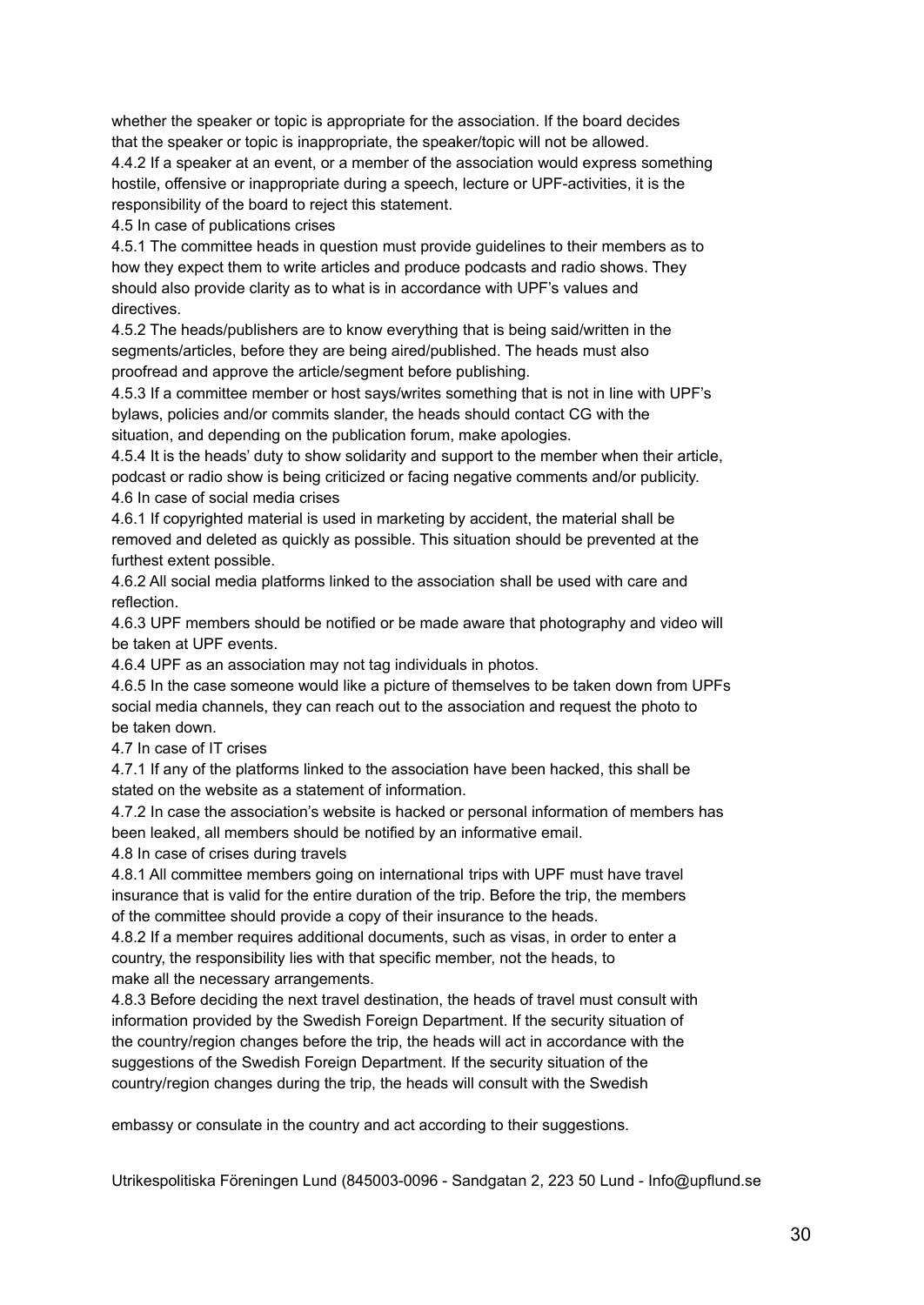whether the speaker or topic is appropriate for the association. If the board decides that the speaker or topic is inappropriate, the speaker/topic will not be allowed.

4.4.2 If a speaker at an event, or a member of the association would express something hostile, offensive or inappropriate during a speech, lecture or UPF-activities, it is the responsibility of the board to reject this statement.

4.5 In case of publications crises

4.5.1 The committee heads in question must provide guidelines to their members as to how they expect them to write articles and produce podcasts and radio shows. They should also provide clarity as to what is in accordance with UPF's values and directives.

4.5.2 The heads/publishers are to know everything that is being said/written in the segments/articles, before they are being aired/published. The heads must also proofread and approve the article/segment before publishing.

4.5.3 If a committee member or host says/writes something that is not in line with UPF's bylaws, policies and/or commits slander, the heads should contact CG with the situation, and depending on the publication forum, make apologies.

4.5.4 It is the heads' duty to show solidarity and support to the member when their article, podcast or radio show is being criticized or facing negative comments and/or publicity.

4.6 In case of social media crises

4.6.1 If copyrighted material is used in marketing by accident, the material shall be removed and deleted as quickly as possible. This situation should be prevented at the furthest extent possible.

4.6.2 All social media platforms linked to the association shall be used with care and reflection.

4.6.3 UPF members should be notified or be made aware that photography and video will be taken at UPF events.

4.6.4 UPF as an association may not tag individuals in photos.

4.6.5 In the case someone would like a picture of themselves to be taken down from UPFs social media channels, they can reach out to the association and request the photo to be taken down.

4.7 In case of IT crises

4.7.1 If any of the platforms linked to the association have been hacked, this shall be stated on the website as a statement of information.

4.7.2 In case the association's website is hacked or personal information of members has been leaked, all members should be notified by an informative email.

4.8 In case of crises during travels

4.8.1 All committee members going on international trips with UPF must have travel insurance that is valid for the entire duration of the trip. Before the trip, the members of the committee should provide a copy of their insurance to the heads.

4.8.2 If a member requires additional documents, such as visas, in order to enter a country, the responsibility lies with that specific member, not the heads, to make all the necessary arrangements.

4.8.3 Before deciding the next travel destination, the heads of travel must consult with information provided by the Swedish Foreign Department. If the security situation of the country/region changes before the trip, the heads will act in accordance with the suggestions of the Swedish Foreign Department. If the security situation of the country/region changes during the trip, the heads will consult with the Swedish embassy or consulate in the country and act according to their suggestions.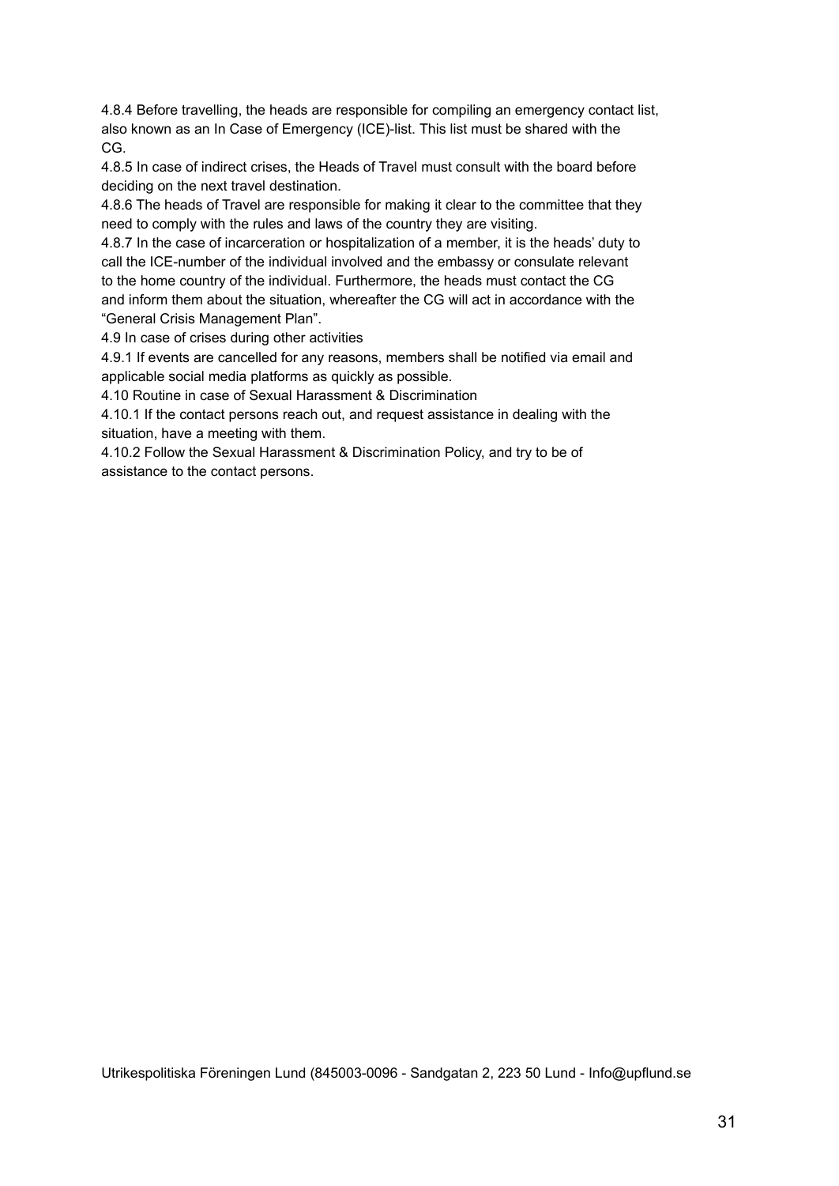4.8.4 Before travelling, the heads are responsible for compiling an emergency contact list, also known as an In Case of Emergency (ICE)-list. This list must be shared with the CG.

4.8.5 In case of indirect crises, the Heads of Travel must consult with the board before deciding on the next travel destination.

4.8.6 The heads of Travel are responsible for making it clear to the committee that they need to comply with the rules and laws of the country they are visiting.

4.8.7 In the case of incarceration or hospitalization of a member, it is the heads' duty to call the ICE-number of the individual involved and the embassy or consulate relevant to the home country of the individual. Furthermore, the heads must contact the CG and inform them about the situation, whereafter the CG will act in accordance with the "General Crisis Management Plan".

4.9 In case of crises during other activities

4.9.1 If events are cancelled for any reasons, members shall be notified via email and applicable social media platforms as quickly as possible.

4.10 Routine in case of Sexual Harassment & Discrimination

4.10.1 If the contact persons reach out, and request assistance in dealing with the situation, have a meeting with them.

4.10.2 Follow the Sexual Harassment & Discrimination Policy, and try to be of assistance to the contact persons.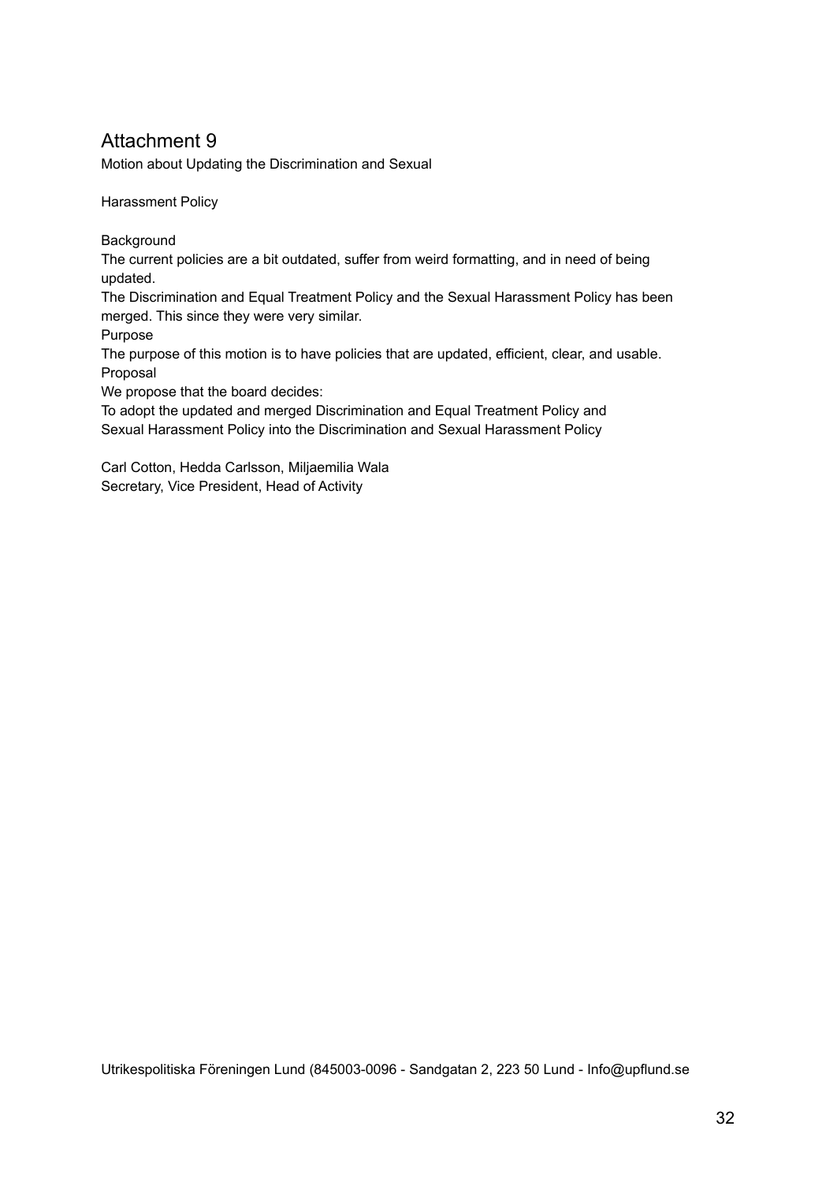# Attachment 9

Motion about Updating the Discrimination and Sexual

Harassment Policy

Background

The current policies are a bit outdated, suffer from weird formatting, and in need of being updated.

The Discrimination and Equal Treatment Policy and the Sexual Harassment Policy has been merged. This since they were very similar.

Purpose

The purpose of this motion is to have policies that are updated, efficient, clear, and usable.

Proposal

We propose that the board decides:

To adopt the updated and merged Discrimination and Equal Treatment Policy and Sexual Harassment Policy into the Discrimination and Sexual Harassment Policy

Carl Cotton, Hedda Carlsson, Miljaemilia Wala
Secretary, Vice President, Head of Activity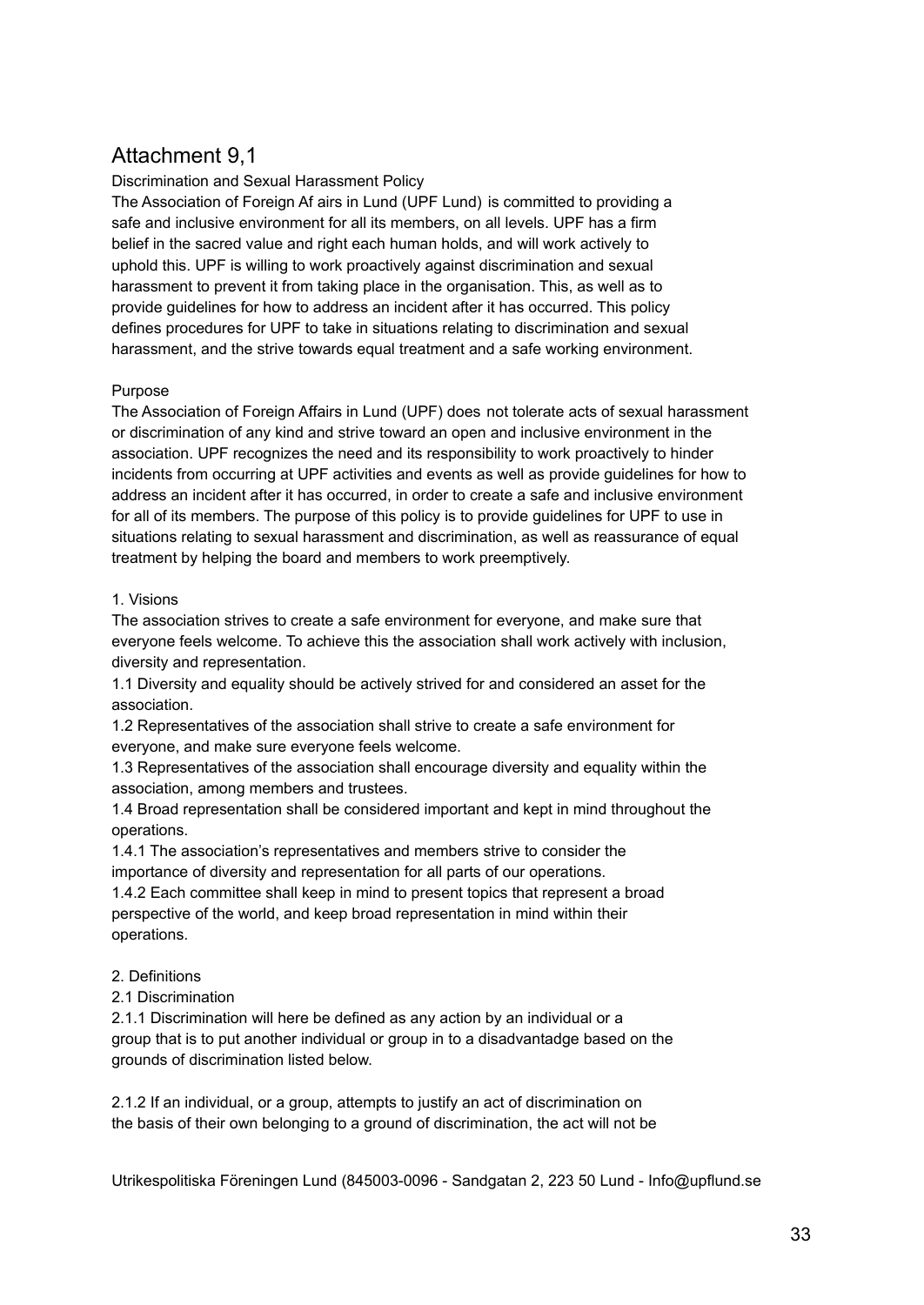# Attachment 9,1

Discrimination and Sexual Harassment Policy

The Association of Foreign Af airs in Lund (UPF Lund) is committed to providing a safe and inclusive environment for all its members, on all levels. UPF has a firm belief in the sacred value and right each human holds, and will work actively to uphold this. UPF is willing to work proactively against discrimination and sexual harassment to prevent it from taking place in the organisation. This, as well as to provide guidelines for how to address an incident after it has occurred. This policy defines procedures for UPF to take in situations relating to discrimination and sexual harassment, and the strive towards equal treatment and a safe working environment.

Purpose

The Association of Foreign Affairs in Lund (UPF) does not tolerate acts of sexual harassment or discrimination of any kind and strive toward an open and inclusive environment in the association. UPF recognizes the need and its responsibility to work proactively to hinder incidents from occurring at UPF activities and events as well as provide guidelines for how to address an incident after it has occurred, in order to create a safe and inclusive environment for all of its members. The purpose of this policy is to provide guidelines for UPF to use in situations relating to sexual harassment and discrimination, as well as reassurance of equal treatment by helping the board and members to work preemptively.

1. Visions

The association strives to create a safe environment for everyone, and make sure that everyone feels welcome. To achieve this the association shall work actively with inclusion, diversity and representation.

1.1 Diversity and equality should be actively strived for and considered an asset for the association.

1.2 Representatives of the association shall strive to create a safe environment for everyone, and make sure everyone feels welcome.

1.3 Representatives of the association shall encourage diversity and equality within the association, among members and trustees.

1.4 Broad representation shall be considered important and kept in mind throughout the operations.

1.4.1 The association's representatives and members strive to consider the importance of diversity and representation for all parts of our operations.

1.4.2 Each committee shall keep in mind to present topics that represent a broad perspective of the world, and keep broad representation in mind within their operations.

2. Definitions

2.1 Discrimination

2.1.1 Discrimination will here be defined as any action by an individual or a group that is to put another individual or group in to a disadvantadge based on the grounds of discrimination listed below.

2.1.2 If an individual, or a group, attempts to justify an act of discrimination on the basis of their own belonging to a ground of discrimination, the act will not be

Utrikespolitiska Föreningen Lund (845003-0096 - Sandgatan 2, 223 50 Lund - Info@upflund.se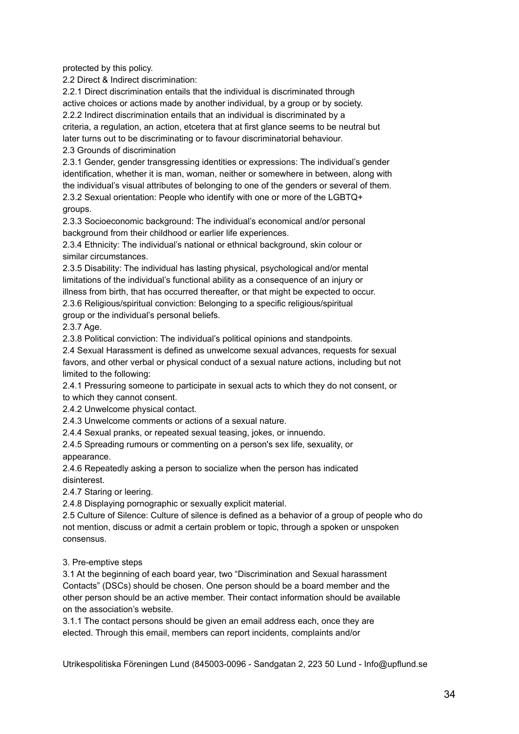protected by this policy.

2.2 Direct & Indirect discrimination:

2.2.1 Direct discrimination entails that the individual is discriminated through active choices or actions made by another individual, by a group or by society.

2.2.2 Indirect discrimination entails that an individual is discriminated by a criteria, a regulation, an action, etcetera that at first glance seems to be neutral but later turns out to be discriminating or to favour discriminatorial behaviour.

2.3 Grounds of discrimination

2.3.1 Gender, gender transgressing identities or expressions: The individual's gender identification, whether it is man, woman, neither or somewhere in between, along with the individual's visual attributes of belonging to one of the genders or several of them.

2.3.2 Sexual orientation: People who identify with one or more of the LGBTQ+ groups.

2.3.3 Socioeconomic background: The individual's economical and/or personal background from their childhood or earlier life experiences.

2.3.4 Ethnicity: The individual's national or ethnical background, skin colour or similar circumstances.

2.3.5 Disability: The individual has lasting physical, psychological and/or mental limitations of the individual's functional ability as a consequence of an injury or illness from birth, that has occurred thereafter, or that might be expected to occur.

2.3.6 Religious/spiritual conviction: Belonging to a specific religious/spiritual group or the individual's personal beliefs.

2.3.7 Age.

2.3.8 Political conviction: The individual's political opinions and standpoints.

2.4 Sexual Harassment is defined as unwelcome sexual advances, requests for sexual favors, and other verbal or physical conduct of a sexual nature actions, including but not limited to the following:

2.4.1 Pressuring someone to participate in sexual acts to which they do not consent, or to which they cannot consent.

2.4.2 Unwelcome physical contact.

2.4.3 Unwelcome comments or actions of a sexual nature.

2.4.4 Sexual pranks, or repeated sexual teasing, jokes, or innuendo.

2.4.5 Spreading rumours or commenting on a person's sex life, sexuality, or appearance.

2.4.6 Repeatedly asking a person to socialize when the person has indicated disinterest.

2.4.7 Staring or leering.

2.4.8 Displaying pornographic or sexually explicit material.

2.5 Culture of Silence: Culture of silence is defined as a behavior of a group of people who do not mention, discuss or admit a certain problem or topic, through a spoken or unspoken consensus.

3. Pre-emptive steps

3.1 At the beginning of each board year, two "Discrimination and Sexual harassment Contacts" (DSCs) should be chosen. One person should be a board member and the other person should be an active member. Their contact information should be available on the association's website.

3.1.1 The contact persons should be given an email address each, once they are elected. Through this email, members can report incidents, complaints and/or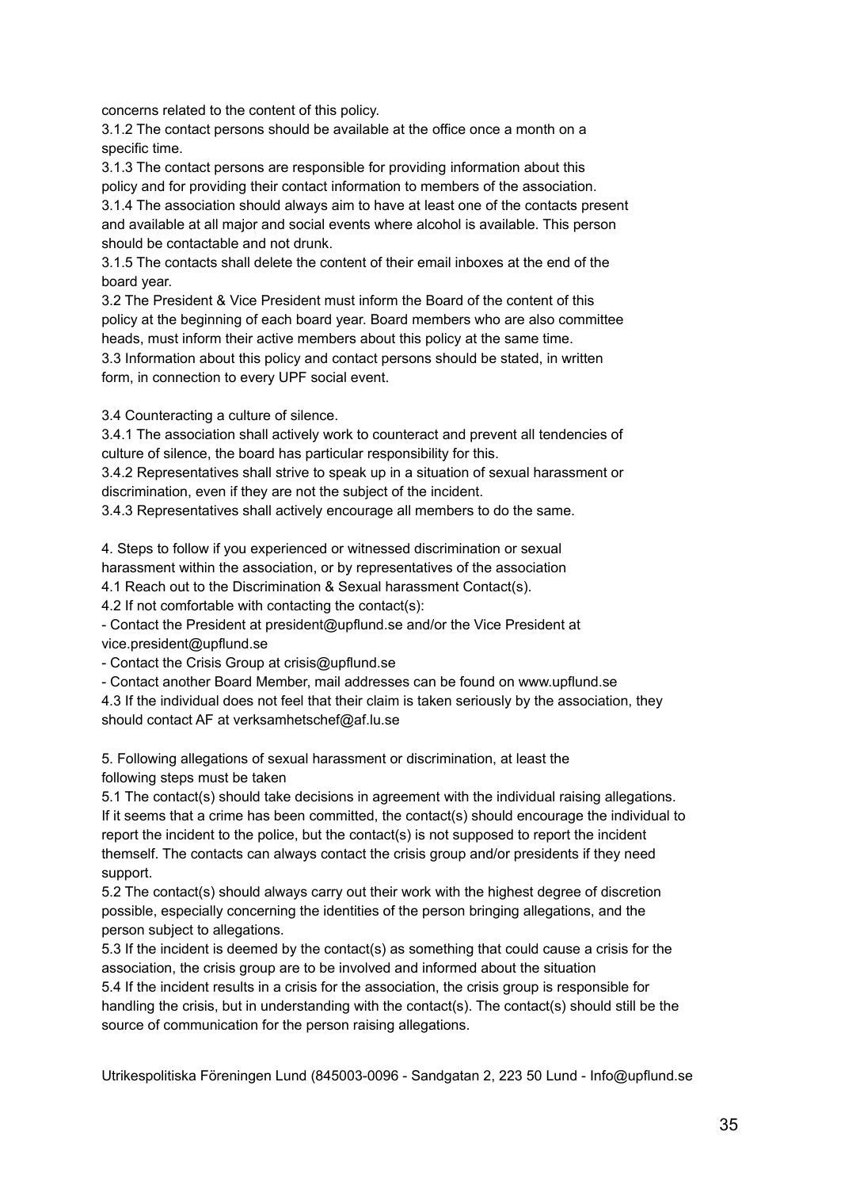concerns related to the content of this policy.

3.1.2 The contact persons should be available at the office once a month on a specific time.

3.1.3 The contact persons are responsible for providing information about this policy and for providing their contact information to members of the association.

3.1.4 The association should always aim to have at least one of the contacts present and available at all major and social events where alcohol is available. This person should be contactable and not drunk.

3.1.5 The contacts shall delete the content of their email inboxes at the end of the board year.

3.2 The President & Vice President must inform the Board of the content of this policy at the beginning of each board year. Board members who are also committee heads, must inform their active members about this policy at the same time.

3.3 Information about this policy and contact persons should be stated, in written form, in connection to every UPF social event.

3.4 Counteracting a culture of silence.

3.4.1 The association shall actively work to counteract and prevent all tendencies of culture of silence, the board has particular responsibility for this.

3.4.2 Representatives shall strive to speak up in a situation of sexual harassment or discrimination, even if they are not the subject of the incident.

3.4.3 Representatives shall actively encourage all members to do the same.

4. Steps to follow if you experienced or witnessed discrimination or sexual harassment within the association, or by representatives of the association

4.1 Reach out to the Discrimination & Sexual harassment Contact(s).

4.2 If not comfortable with contacting the contact(s):

- Contact the President at president@upflund.se and/or the Vice President at vice.president@upflund.se
- Contact the Crisis Group at crisis@upflund.se
- Contact another Board Member, mail addresses can be found on www.upflund.se

4.3 If the individual does not feel that their claim is taken seriously by the association, they should contact AF at verksamhetschef@af.lu.se

5. Following allegations of sexual harassment or discrimination, at least the following steps must be taken

5.1 The contact(s) should take decisions in agreement with the individual raising allegations. If it seems that a crime has been committed, the contact(s) should encourage the individual to report the incident to the police, but the contact(s) is not supposed to report the incident themself. The contacts can always contact the crisis group and/or presidents if they need support.

5.2 The contact(s) should always carry out their work with the highest degree of discretion possible, especially concerning the identities of the person bringing allegations, and the person subject to allegations.

5.3 If the incident is deemed by the contact(s) as something that could cause a crisis for the association, the crisis group are to be involved and informed about the situation

5.4 If the incident results in a crisis for the association, the crisis group is responsible for handling the crisis, but in understanding with the contact(s). The contact(s) should still be the source of communication for the person raising allegations.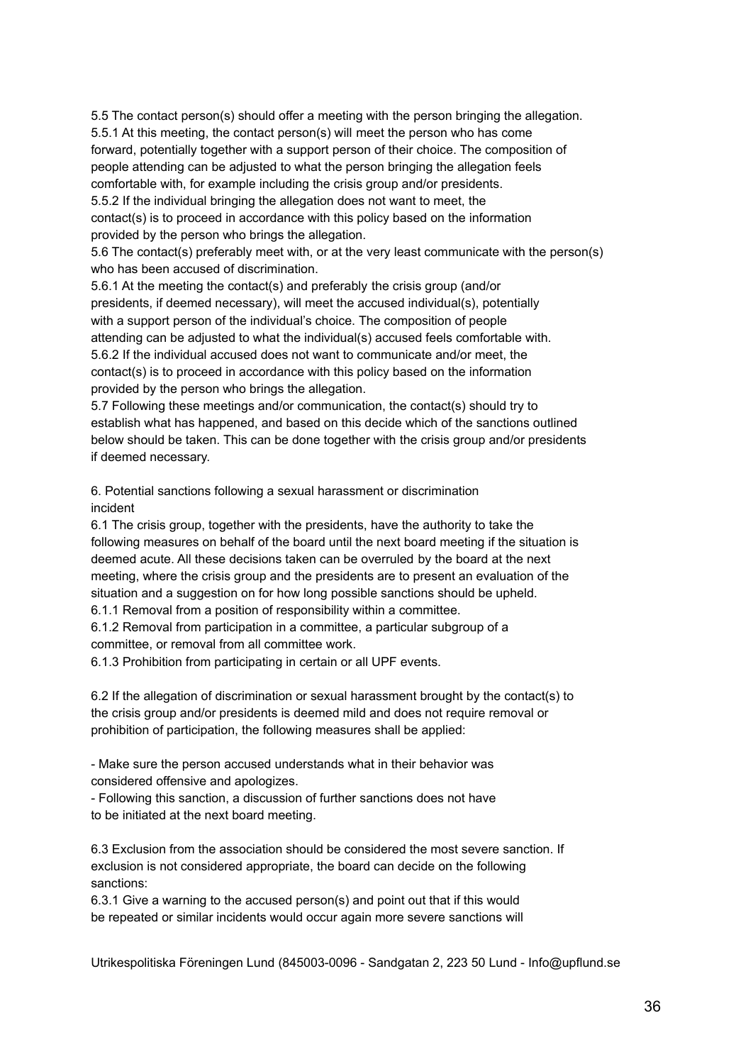5.5 The contact person(s) should offer a meeting with the person bringing the allegation.

5.5.1 At this meeting, the contact person(s) will meet the person who has come forward, potentially together with a support person of their choice. The composition of people attending can be adjusted to what the person bringing the allegation feels comfortable with, for example including the crisis group and/or presidents.

5.5.2 If the individual bringing the allegation does not want to meet, the contact(s) is to proceed in accordance with this policy based on the information provided by the person who brings the allegation.

5.6 The contact(s) preferably meet with, or at the very least communicate with the person(s) who has been accused of discrimination.

5.6.1 At the meeting the contact(s) and preferably the crisis group (and/or presidents, if deemed necessary), will meet the accused individual(s), potentially with a support person of the individual's choice. The composition of people attending can be adjusted to what the individual(s) accused feels comfortable with.

5.6.2 If the individual accused does not want to communicate and/or meet, the contact(s) is to proceed in accordance with this policy based on the information provided by the person who brings the allegation.

5.7 Following these meetings and/or communication, the contact(s) should try to establish what has happened, and based on this decide which of the sanctions outlined below should be taken. This can be done together with the crisis group and/or presidents if deemed necessary.

## 6. Potential sanctions following a sexual harassment or discrimination incident

6.1 The crisis group, together with the presidents, have the authority to take the following measures on behalf of the board until the next board meeting if the situation is deemed acute. All these decisions taken can be overruled by the board at the next meeting, where the crisis group and the presidents are to present an evaluation of the situation and a suggestion on for how long possible sanctions should be upheld.

6.1.1 Removal from a position of responsibility within a committee.

6.1.2 Removal from participation in a committee, a particular subgroup of a committee, or removal from all committee work.

6.1.3 Prohibition from participating in certain or all UPF events.

6.2 If the allegation of discrimination or sexual harassment brought by the contact(s) to the crisis group and/or presidents is deemed mild and does not require removal or prohibition of participation, the following measures shall be applied:

- Make sure the person accused understands what in their behavior was considered offensive and apologizes.
- Following this sanction, a discussion of further sanctions does not have to be initiated at the next board meeting.

6.3 Exclusion from the association should be considered the most severe sanction. If exclusion is not considered appropriate, the board can decide on the following sanctions:

6.3.1 Give a warning to the accused person(s) and point out that if this would be repeated or similar incidents would occur again more severe sanctions will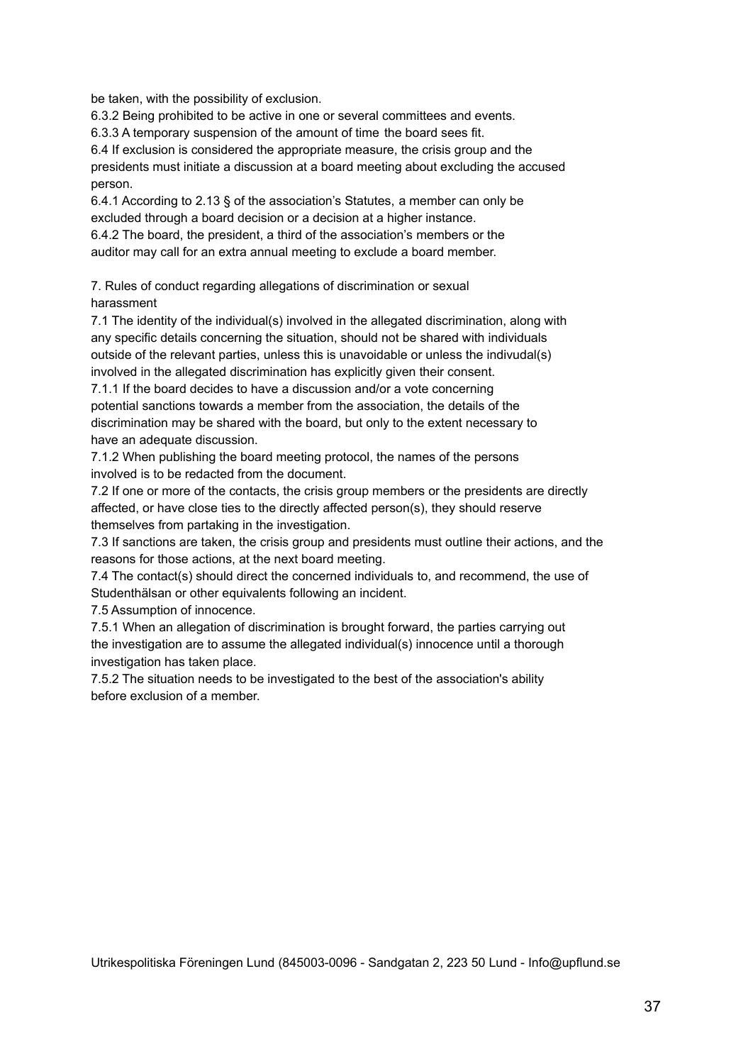be taken, with the possibility of exclusion.

6.3.2 Being prohibited to be active in one or several committees and events.

6.3.3 A temporary suspension of the amount of time the board sees fit.

6.4 If exclusion is considered the appropriate measure, the crisis group and the presidents must initiate a discussion at a board meeting about excluding the accused person.

6.4.1 According to 2.13 § of the association's Statutes, a member can only be excluded through a board decision or a decision at a higher instance.

6.4.2 The board, the president, a third of the association's members or the auditor may call for an extra annual meeting to exclude a board member.

7. Rules of conduct regarding allegations of discrimination or sexual harassment

7.1 The identity of the individual(s) involved in the allegated discrimination, along with any specific details concerning the situation, should not be shared with individuals outside of the relevant parties, unless this is unavoidable or unless the indivudal(s) involved in the allegated discrimination has explicitly given their consent.

7.1.1 If the board decides to have a discussion and/or a vote concerning potential sanctions towards a member from the association, the details of the discrimination may be shared with the board, but only to the extent necessary to have an adequate discussion.

7.1.2 When publishing the board meeting protocol, the names of the persons involved is to be redacted from the document.

7.2 If one or more of the contacts, the crisis group members or the presidents are directly affected, or have close ties to the directly affected person(s), they should reserve themselves from partaking in the investigation.

7.3 If sanctions are taken, the crisis group and presidents must outline their actions, and the reasons for those actions, at the next board meeting.

7.4 The contact(s) should direct the concerned individuals to, and recommend, the use of Studenthälsan or other equivalents following an incident.

7.5 Assumption of innocence.

7.5.1 When an allegation of discrimination is brought forward, the parties carrying out the investigation are to assume the allegated individual(s) innocence until a thorough investigation has taken place.

7.5.2 The situation needs to be investigated to the best of the association's ability before exclusion of a member.

Utrikespolitiska Föreningen Lund (845003-0096 - Sandgatan 2, 223 50 Lund - Info@upflund.se